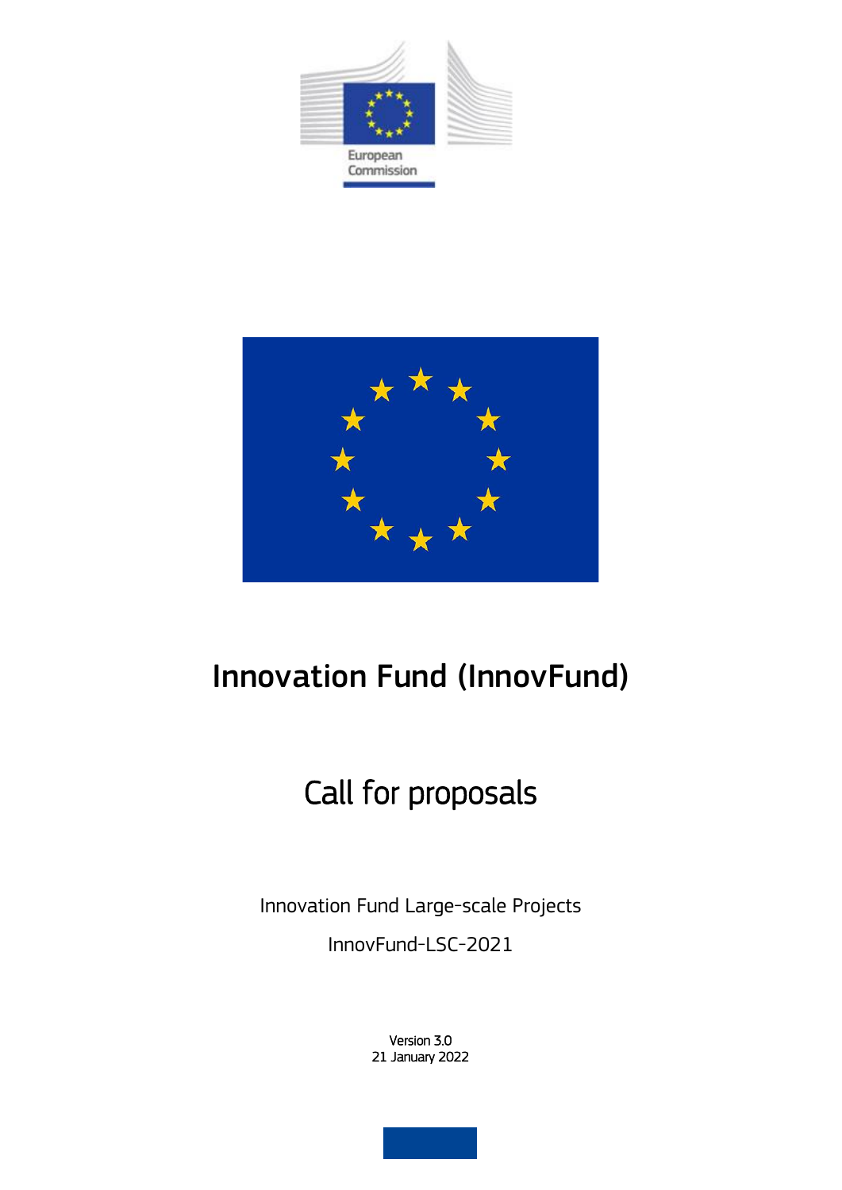European Commission

# Innovation Fund (InnovFund)

## Call for proposals

Innovation Fund Large-scale Projects

InnovFund-LSC-2021

Version 3.0
21 January 2022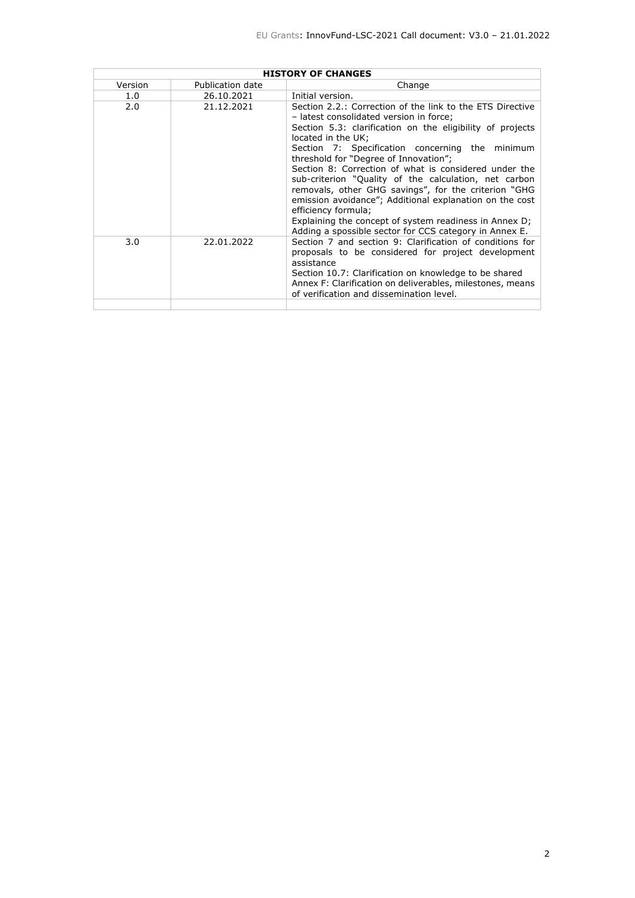| HISTORY OF CHANGES | | |
|---|---|---|
| Version | Publication date | Change |
| 1.0 | 26.10.2021 | Initial version. |
| 2.0 | 21.12.2021 | Section 2.2.: Correction of the link to the ETS Directive – latest consolidated version in force; Section 5.3: clarification on the eligibility of projects located in the UK; Section 7: Specification concerning the minimum threshold for "Degree of Innovation"; Section 8: Correction of what is considered under the sub-criterion "Quality of the calculation, net carbon removals, other GHG savings", for the criterion "GHG emission avoidance"; Additional explanation on the cost efficiency formula; Explaining the concept of system readiness in Annex D; Adding a spossible sector for CCS category in Annex E. |
| 3.0 | 22.01.2022 | Section 7 and section 9: Clarification of conditions for proposals to be considered for project development assistance Section 10.7: Clarification on knowledge to be shared Annex F: Clarification on deliverables, milestones, means of verification and dissemination level. |
| | | |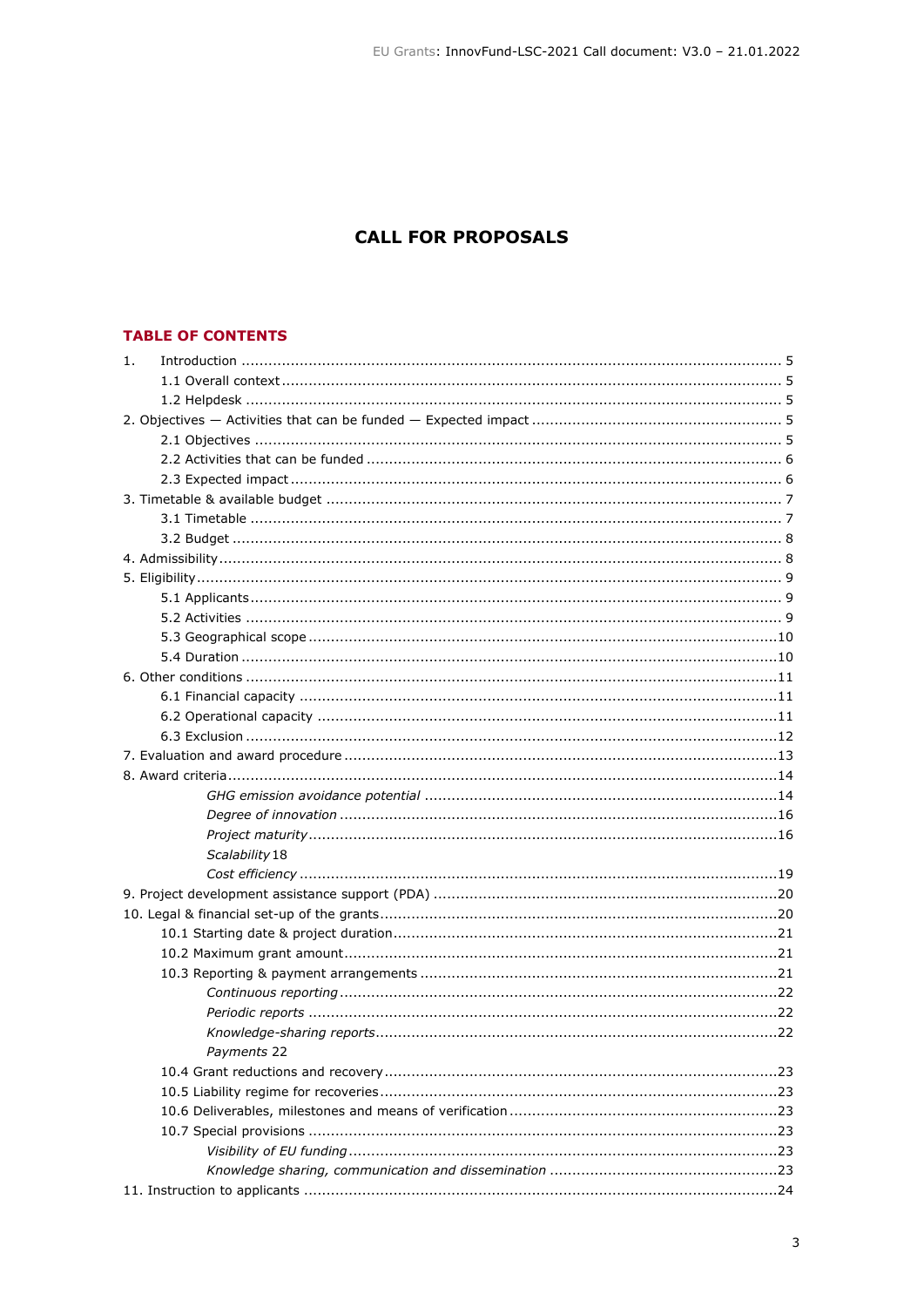# CALL FOR PROPOSALS

## TABLE OF CONTENTS

1. Introduction ........ 5
    - 1.1 Overall context ........ 5
    - 1.2 Helpdesk ........ 5
2. Objectives — Activities that can be funded — Expected impact ........ 5
    - 2.1 Objectives ........ 5
    - 2.2 Activities that can be funded ........ 6
    - 2.3 Expected impact ........ 6
3. Timetable & available budget ........ 7
    - 3.1 Timetable ........ 7
    - 3.2 Budget ........ 8
4. Admissibility ........ 8
5. Eligibility ........ 9
    - 5.1 Applicants ........ 9
    - 5.2 Activities ........ 9
    - 5.3 Geographical scope ........ 10
    - 5.4 Duration ........ 10
6. Other conditions ........ 11
    - 6.1 Financial capacity ........ 11
    - 6.2 Operational capacity ........ 11
    - 6.3 Exclusion ........ 12
7. Evaluation and award procedure ........ 13
8. Award criteria ........ 14
    - *GHG emission avoidance potential* ........ 14
    - *Degree of innovation* ........ 16
    - *Project maturity* ........ 16
    - *Scalability* 18
    - *Cost efficiency* ........ 19
9. Project development assistance support (PDA) ........ 20
10. Legal & financial set-up of the grants ........ 20
    - 10.1 Starting date & project duration ........ 21
    - 10.2 Maximum grant amount ........ 21
    - 10.3 Reporting & payment arrangements ........ 21
        - *Continuous reporting* ........ 22
        - *Periodic reports* ........ 22
        - *Knowledge-sharing reports* ........ 22
        - *Payments* 22
    - 10.4 Grant reductions and recovery ........ 23
    - 10.5 Liability regime for recoveries ........ 23
    - 10.6 Deliverables, milestones and means of verification ........ 23
    - 10.7 Special provisions ........ 23
        - *Visibility of EU funding* ........ 23
        - *Knowledge sharing, communication and dissemination* ........ 23
11. Instruction to applicants ........ 24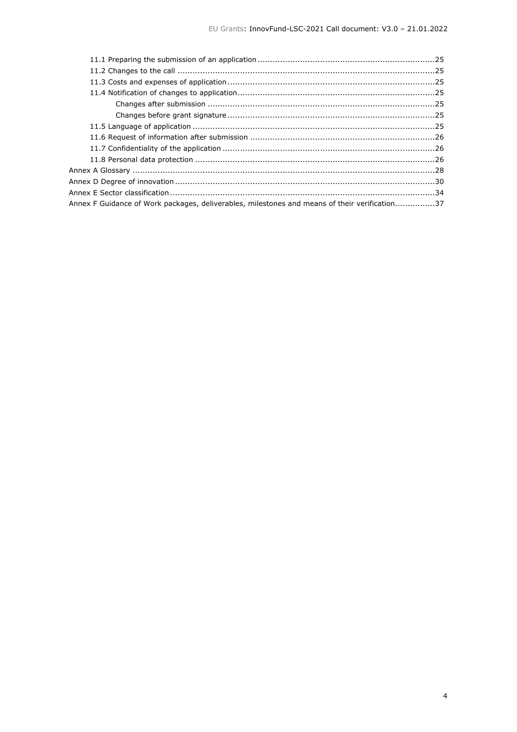11.1 Preparing the submission of an application ......................................................................25

11.2 Changes to the call ......................................................................................................25

11.3 Costs and expenses of application ..................................................................................25

11.4 Notification of changes to application ..............................................................................25

Changes after submission ..........................................................................................25

Changes before grant signature ..................................................................................25

11.5 Language of application ................................................................................................25

11.6 Request of information after submission .........................................................................26

11.7 Confidentiality of the application ....................................................................................26

11.8 Personal data protection ...............................................................................................26

Annex A Glossary ........................................................................................................................28

Annex D Degree of innovation .......................................................................................................30

Annex E Sector classification .........................................................................................................34

Annex F Guidance of Work packages, deliverables, milestones and means of their verification ................37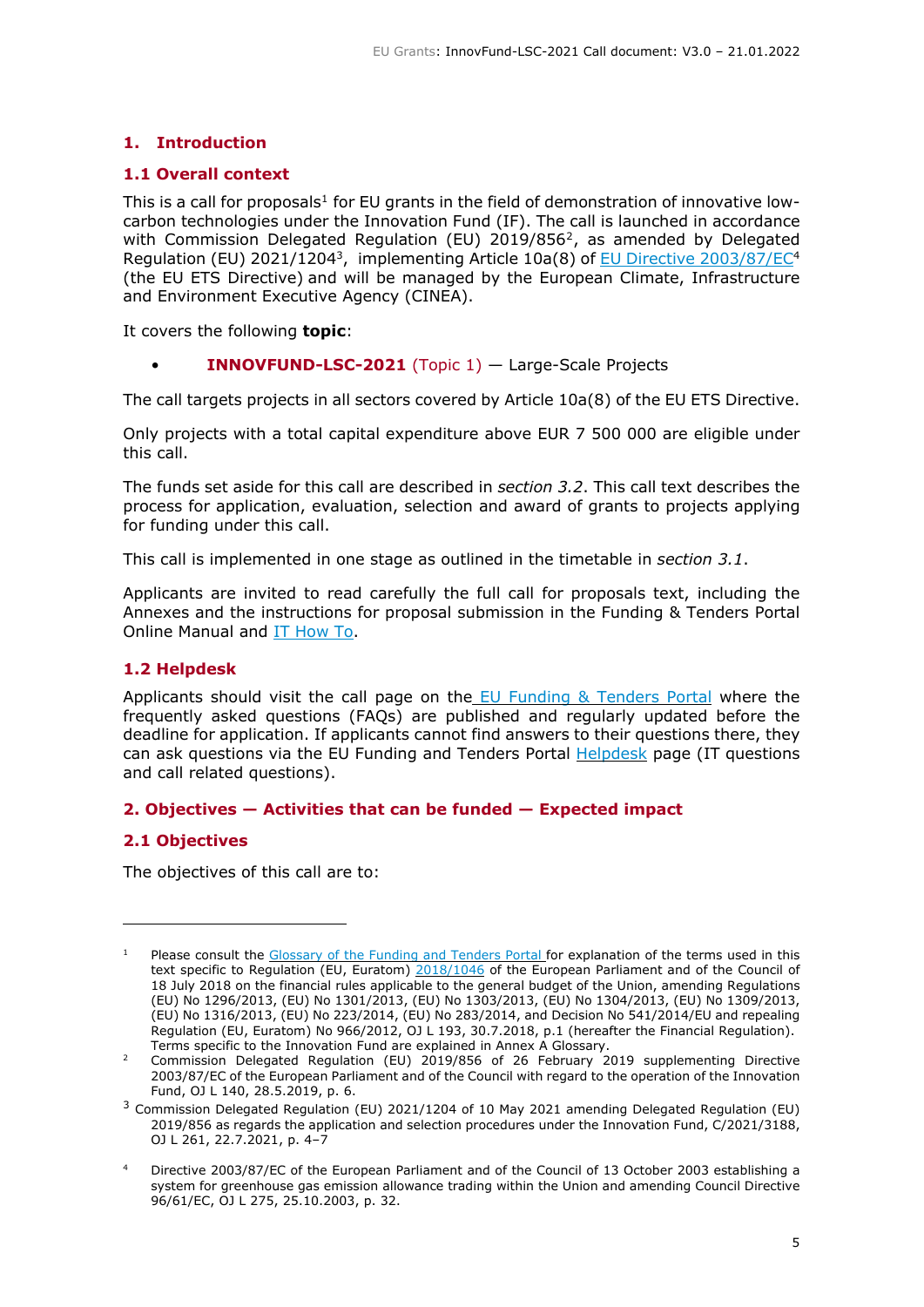## 1. Introduction

### 1.1 Overall context

This is a call for proposals[1] for EU grants in the field of demonstration of innovative low-carbon technologies under the Innovation Fund (IF). The call is launched in accordance with Commission Delegated Regulation (EU) 2019/856[2], as amended by Delegated Regulation (EU) 2021/1204[3], implementing Article 10a(8) of EU Directive 2003/87/EC[4] (the EU ETS Directive) and will be managed by the European Climate, Infrastructure and Environment Executive Agency (CINEA).

It covers the following **topic**:

- **INNOVFUND-LSC-2021** (Topic 1) — Large-Scale Projects

The call targets projects in all sectors covered by Article 10a(8) of the EU ETS Directive.

Only projects with a total capital expenditure above EUR 7 500 000 are eligible under this call.

The funds set aside for this call are described in *section 3.2*. This call text describes the process for application, evaluation, selection and award of grants to projects applying for funding under this call.

This call is implemented in one stage as outlined in the timetable in *section 3.1*.

Applicants are invited to read carefully the full call for proposals text, including the Annexes and the instructions for proposal submission in the Funding & Tenders Portal Online Manual and IT How To.

### 1.2 Helpdesk

Applicants should visit the call page on the EU Funding & Tenders Portal where the frequently asked questions (FAQs) are published and regularly updated before the deadline for application. If applicants cannot find answers to their questions there, they can ask questions via the EU Funding and Tenders Portal Helpdesk page (IT questions and call related questions).

## 2. Objectives — Activities that can be funded — Expected impact

### 2.1 Objectives

The objectives of this call are to:

---

[1] Please consult the Glossary of the Funding and Tenders Portal for explanation of the terms used in this text specific to Regulation (EU, Euratom) 2018/1046 of the European Parliament and of the Council of 18 July 2018 on the financial rules applicable to the general budget of the Union, amending Regulations (EU) No 1296/2013, (EU) No 1301/2013, (EU) No 1303/2013, (EU) No 1304/2013, (EU) No 1309/2013, (EU) No 1316/2013, (EU) No 223/2014, (EU) No 283/2014, and Decision No 541/2014/EU and repealing Regulation (EU, Euratom) No 966/2012, OJ L 193, 30.7.2018, p.1 (hereafter the Financial Regulation). Terms specific to the Innovation Fund are explained in Annex A Glossary.

[2] Commission Delegated Regulation (EU) 2019/856 of 26 February 2019 supplementing Directive 2003/87/EC of the European Parliament and of the Council with regard to the operation of the Innovation Fund, OJ L 140, 28.5.2019, p. 6.

[3] Commission Delegated Regulation (EU) 2021/1204 of 10 May 2021 amending Delegated Regulation (EU) 2019/856 as regards the application and selection procedures under the Innovation Fund, C/2021/3188, OJ L 261, 22.7.2021, p. 4–7

[4] Directive 2003/87/EC of the European Parliament and of the Council of 13 October 2003 establishing a system for greenhouse gas emission allowance trading within the Union and amending Council Directive 96/61/EC, OJ L 275, 25.10.2003, p. 32.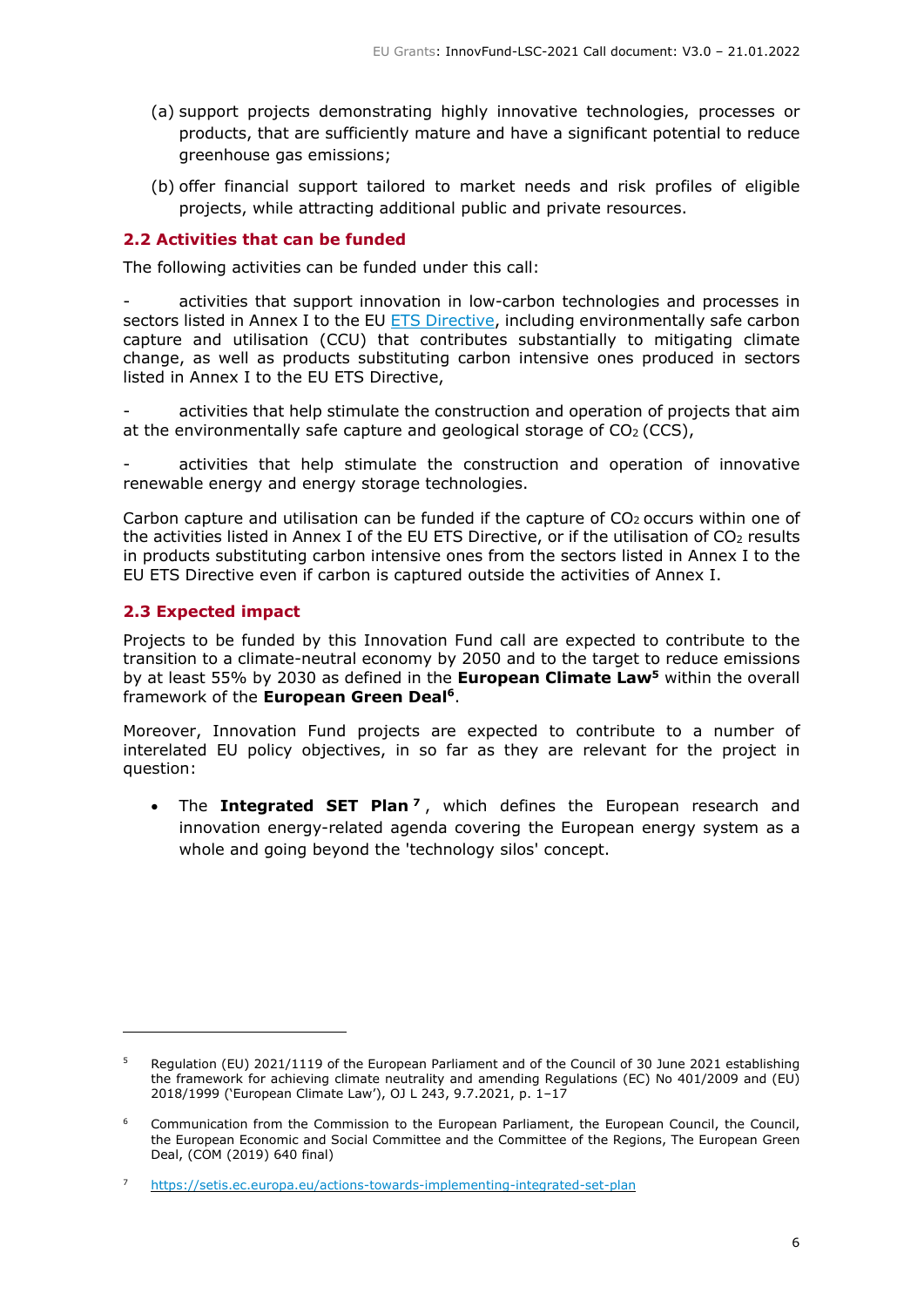(a) support projects demonstrating highly innovative technologies, processes or products, that are sufficiently mature and have a significant potential to reduce greenhouse gas emissions;

(b) offer financial support tailored to market needs and risk profiles of eligible projects, while attracting additional public and private resources.

### 2.2 Activities that can be funded

The following activities can be funded under this call:

- activities that support innovation in low-carbon technologies and processes in sectors listed in Annex I to the EU ETS Directive, including environmentally safe carbon capture and utilisation (CCU) that contributes substantially to mitigating climate change, as well as products substituting carbon intensive ones produced in sectors listed in Annex I to the EU ETS Directive,

- activities that help stimulate the construction and operation of projects that aim at the environmentally safe capture and geological storage of $CO_2$ (CCS),

- activities that help stimulate the construction and operation of innovative renewable energy and energy storage technologies.

Carbon capture and utilisation can be funded if the capture of $CO_2$ occurs within one of the activities listed in Annex I of the EU ETS Directive, or if the utilisation of $CO_2$ results in products substituting carbon intensive ones from the sectors listed in Annex I to the EU ETS Directive even if carbon is captured outside the activities of Annex I.

### 2.3 Expected impact

Projects to be funded by this Innovation Fund call are expected to contribute to the transition to a climate-neutral economy by 2050 and to the target to reduce emissions by at least 55% by 2030 as defined in the **European Climate Law**[5] within the overall framework of the **European Green Deal**[6].

Moreover, Innovation Fund projects are expected to contribute to a number of interelated EU policy objectives, in so far as they are relevant for the project in question:

- The **Integrated SET Plan**[7], which defines the European research and innovation energy-related agenda covering the European energy system as a whole and going beyond the 'technology silos' concept.

---

[5] Regulation (EU) 2021/1119 of the European Parliament and of the Council of 30 June 2021 establishing the framework for achieving climate neutrality and amending Regulations (EC) No 401/2009 and (EU) 2018/1999 ('European Climate Law'), OJ L 243, 9.7.2021, p. 1–17

[6] Communication from the Commission to the European Parliament, the European Council, the Council, the European Economic and Social Committee and the Committee of the Regions, The European Green Deal, (COM (2019) 640 final)

[7] https://setis.ec.europa.eu/actions-towards-implementing-integrated-set-plan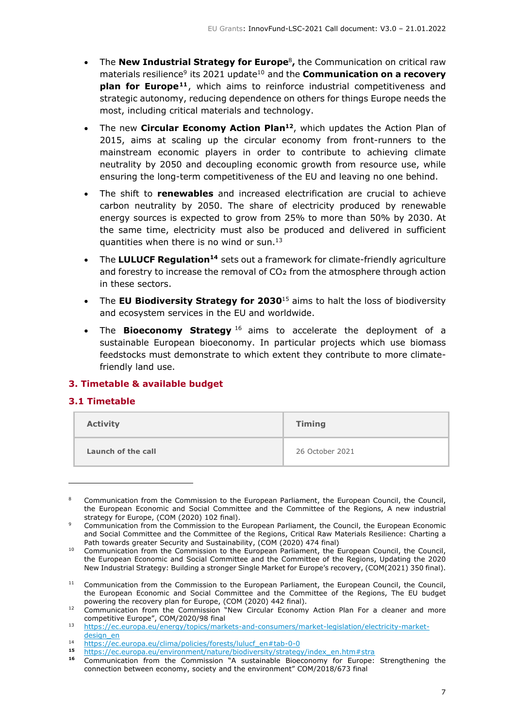- The **New Industrial Strategy for Europe**[8]**,** the Communication on critical raw materials resilience[9] its 2021 update[10] and the **Communication on a recovery plan for Europe**[11], which aims to reinforce industrial competitiveness and strategic autonomy, reducing dependence on others for things Europe needs the most, including critical materials and technology.
- The new **Circular Economy Action Plan**[12], which updates the Action Plan of 2015, aims at scaling up the circular economy from front-runners to the mainstream economic players in order to contribute to achieving climate neutrality by 2050 and decoupling economic growth from resource use, while ensuring the long-term competitiveness of the EU and leaving no one behind.
- The shift to **renewables** and increased electrification are crucial to achieve carbon neutrality by 2050. The share of electricity produced by renewable energy sources is expected to grow from 25% to more than 50% by 2030. At the same time, electricity must also be produced and delivered in sufficient quantities when there is no wind or sun.[13]
- The **LULUCF Regulation**[14] sets out a framework for climate-friendly agriculture and forestry to increase the removal of $CO_2$ from the atmosphere through action in these sectors.
- The **EU Biodiversity Strategy for 2030**[15] aims to halt the loss of biodiversity and ecosystem services in the EU and worldwide.
- The **Bioeconomy Strategy**[16] aims to accelerate the deployment of a sustainable European bioeconomy. In particular projects which use biomass feedstocks must demonstrate to which extent they contribute to more climate-friendly land use.

## 3. Timetable & available budget

### 3.1 Timetable

| Activity | Timing |
|---|---|
| **Launch of the call** | 26 October 2021 |

---

[8] Communication from the Commission to the European Parliament, the European Council, the Council, the European Economic and Social Committee and the Committee of the Regions, A new industrial strategy for Europe, (COM (2020) 102 final).

[9] Communication from the Commission to the European Parliament, the Council, the European Economic and Social Committee and the Committee of the Regions, Critical Raw Materials Resilience: Charting a Path towards greater Security and Sustainability, (COM (2020) 474 final)

[10] Communication from the Commission to the European Parliament, the European Council, the Council, the European Economic and Social Committee and the Committee of the Regions, Updating the 2020 New Industrial Strategy: Building a stronger Single Market for Europe's recovery, (COM(2021) 350 final).

[11] Communication from the Commission to the European Parliament, the European Council, the Council, the European Economic and Social Committee and the Committee of the Regions, The EU budget powering the recovery plan for Europe, (COM (2020) 442 final).

[12] Communication from the Commission "New Circular Economy Action Plan For a cleaner and more competitive Europe", COM/2020/98 final

[13] https://ec.europa.eu/energy/topics/markets-and-consumers/market-legislation/electricity-market-design_en

[14] https://ec.europa.eu/clima/policies/forests/lulucf_en#tab-0-0

[15] https://ec.europa.eu/environment/nature/biodiversity/strategy/index_en.htm#stra

[16] Communication from the Commission "A sustainable Bioeconomy for Europe: Strengthening the connection between economy, society and the environment" COM/2018/673 final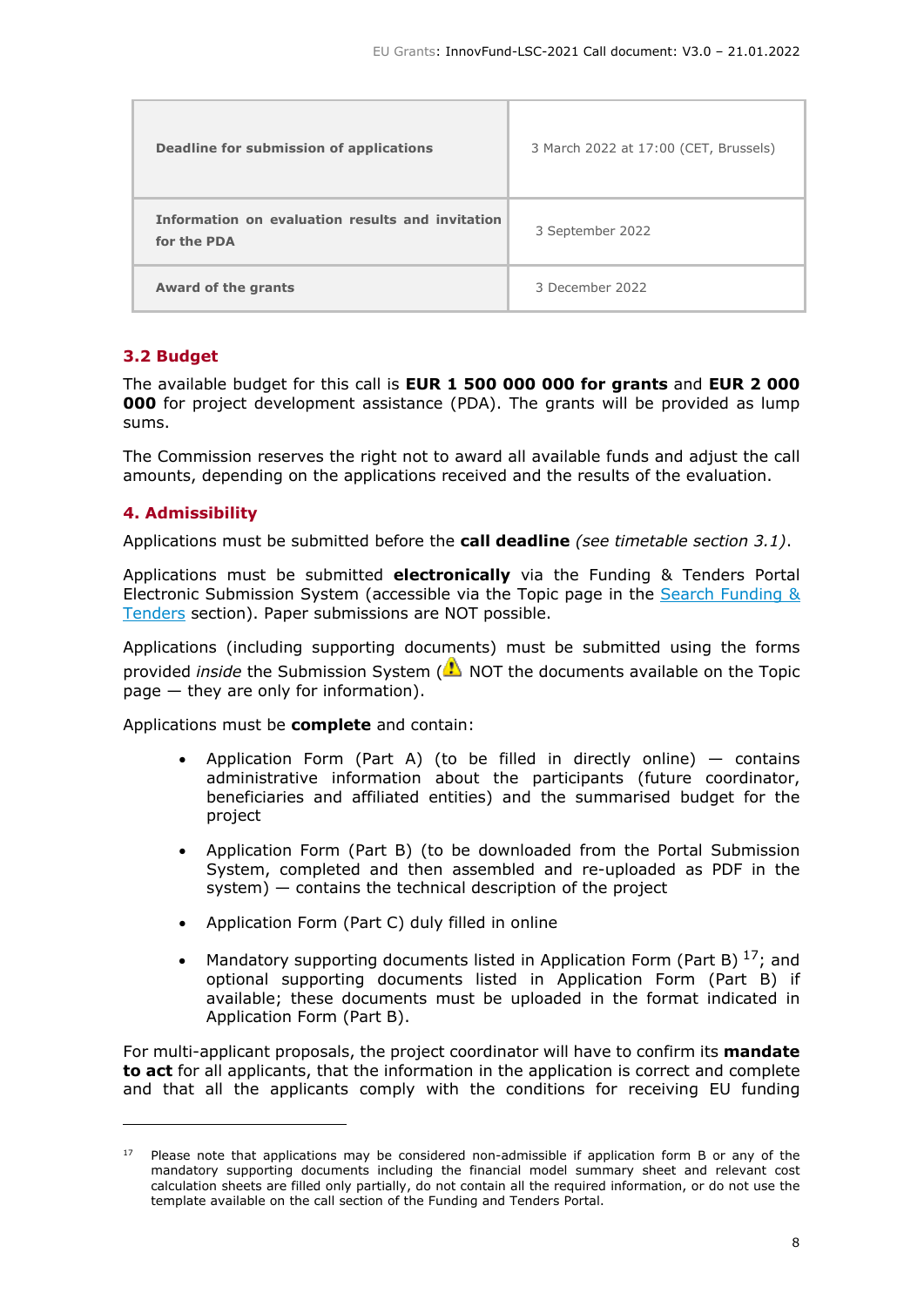| Deadline for submission of applications | 3 March 2022 at 17:00 (CET, Brussels) |
| --- | --- |
| Information on evaluation results and invitation for the PDA | 3 September 2022 |
| Award of the grants | 3 December 2022 |

## 3.2 Budget

The available budget for this call is **EUR 1 500 000 000 for grants** and **EUR 2 000 000** for project development assistance (PDA). The grants will be provided as lump sums.

The Commission reserves the right not to award all available funds and adjust the call amounts, depending on the applications received and the results of the evaluation.

## 4. Admissibility

Applications must be submitted before the **call deadline** *(see timetable section 3.1)*.

Applications must be submitted **electronically** via the Funding & Tenders Portal Electronic Submission System (accessible via the Topic page in the Search Funding & Tenders section). Paper submissions are NOT possible.

Applications (including supporting documents) must be submitted using the forms provided *inside* the Submission System (⚠ NOT the documents available on the Topic page — they are only for information).

Applications must be **complete** and contain:

- Application Form (Part A) (to be filled in directly online) — contains administrative information about the participants (future coordinator, beneficiaries and affiliated entities) and the summarised budget for the project
- Application Form (Part B) (to be downloaded from the Portal Submission System, completed and then assembled and re-uploaded as PDF in the system) — contains the technical description of the project
- Application Form (Part C) duly filled in online
- Mandatory supporting documents listed in Application Form (Part B) [17]; and optional supporting documents listed in Application Form (Part B) if available; these documents must be uploaded in the format indicated in Application Form (Part B).

For multi-applicant proposals, the project coordinator will have to confirm its **mandate to act** for all applicants, that the information in the application is correct and complete and that all the applicants comply with the conditions for receiving EU funding

---

[17] Please note that applications may be considered non-admissible if application form B or any of the mandatory supporting documents including the financial model summary sheet and relevant cost calculation sheets are filled only partially, do not contain all the required information, or do not use the template available on the call section of the Funding and Tenders Portal.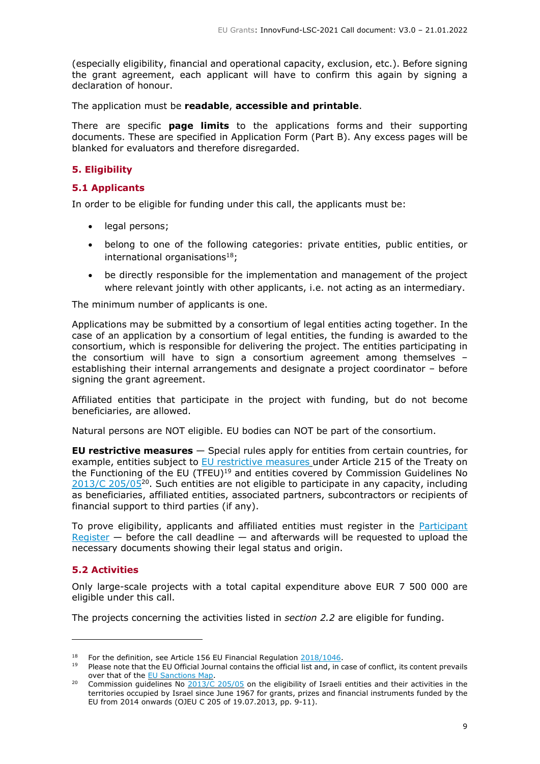(especially eligibility, financial and operational capacity, exclusion, etc.). Before signing the grant agreement, each applicant will have to confirm this again by signing a declaration of honour.

The application must be **readable**, **accessible and printable**.

There are specific **page limits** to the applications forms and their supporting documents. These are specified in Application Form (Part B). Any excess pages will be blanked for evaluators and therefore disregarded.

## 5. Eligibility

### 5.1 Applicants

In order to be eligible for funding under this call, the applicants must be:

- legal persons;
- belong to one of the following categories: private entities, public entities, or international organisations[18];
- be directly responsible for the implementation and management of the project where relevant jointly with other applicants, i.e. not acting as an intermediary.

The minimum number of applicants is one.

Applications may be submitted by a consortium of legal entities acting together. In the case of an application by a consortium of legal entities, the funding is awarded to the consortium, which is responsible for delivering the project. The entities participating in the consortium will have to sign a consortium agreement among themselves – establishing their internal arrangements and designate a project coordinator – before signing the grant agreement.

Affiliated entities that participate in the project with funding, but do not become beneficiaries, are allowed.

Natural persons are NOT eligible. EU bodies can NOT be part of the consortium.

**EU restrictive measures** — Special rules apply for entities from certain countries, for example, entities subject to EU restrictive measures under Article 215 of the Treaty on the Functioning of the EU (TFEU)[19] and entities covered by Commission Guidelines No 2013/C 205/05[20]. Such entities are not eligible to participate in any capacity, including as beneficiaries, affiliated entities, associated partners, subcontractors or recipients of financial support to third parties (if any).

To prove eligibility, applicants and affiliated entities must register in the Participant Register — before the call deadline — and afterwards will be requested to upload the necessary documents showing their legal status and origin.

### 5.2 Activities

Only large-scale projects with a total capital expenditure above EUR 7 500 000 are eligible under this call.

The projects concerning the activities listed in *section 2.2* are eligible for funding.

---

[18] For the definition, see Article 156 EU Financial Regulation 2018/1046.

[19] Please note that the EU Official Journal contains the official list and, in case of conflict, its content prevails over that of the EU Sanctions Map.

[20] Commission guidelines No 2013/C 205/05 on the eligibility of Israeli entities and their activities in the territories occupied by Israel since June 1967 for grants, prizes and financial instruments funded by the EU from 2014 onwards (OJEU C 205 of 19.07.2013, pp. 9-11).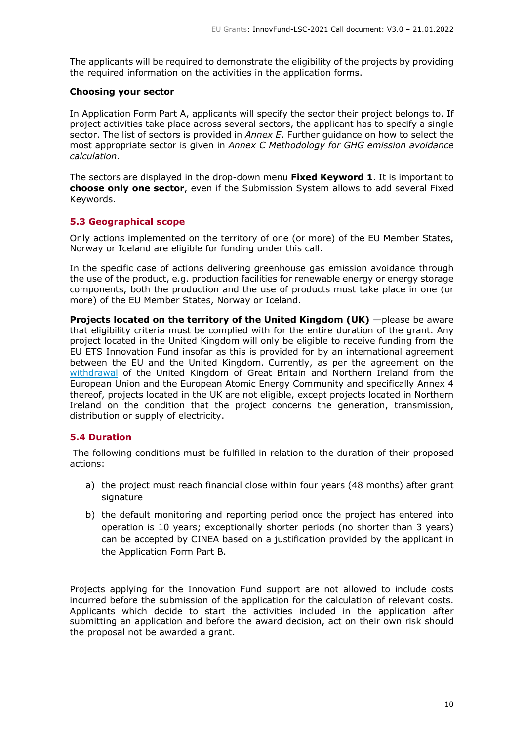The applicants will be required to demonstrate the eligibility of the projects by providing the required information on the activities in the application forms.

**Choosing your sector**

In Application Form Part A, applicants will specify the sector their project belongs to. If project activities take place across several sectors, the applicant has to specify a single sector. The list of sectors is provided in *Annex E*. Further guidance on how to select the most appropriate sector is given in *Annex C Methodology for GHG emission avoidance calculation*.

The sectors are displayed in the drop-down menu **Fixed Keyword 1**. It is important to **choose only one sector**, even if the Submission System allows to add several Fixed Keywords.

### 5.3 Geographical scope

Only actions implemented on the territory of one (or more) of the EU Member States, Norway or Iceland are eligible for funding under this call.

In the specific case of actions delivering greenhouse gas emission avoidance through the use of the product, e.g. production facilities for renewable energy or energy storage components, both the production and the use of products must take place in one (or more) of the EU Member States, Norway or Iceland.

**Projects located on the territory of the United Kingdom (UK)** —please be aware that eligibility criteria must be complied with for the entire duration of the grant. Any project located in the United Kingdom will only be eligible to receive funding from the EU ETS Innovation Fund insofar as this is provided for by an international agreement between the EU and the United Kingdom. Currently, as per the agreement on the withdrawal of the United Kingdom of Great Britain and Northern Ireland from the European Union and the European Atomic Energy Community and specifically Annex 4 thereof, projects located in the UK are not eligible, except projects located in Northern Ireland on the condition that the project concerns the generation, transmission, distribution or supply of electricity.

### 5.4 Duration

The following conditions must be fulfilled in relation to the duration of their proposed actions:

a) the project must reach financial close within four years (48 months) after grant signature

b) the default monitoring and reporting period once the project has entered into operation is 10 years; exceptionally shorter periods (no shorter than 3 years) can be accepted by CINEA based on a justification provided by the applicant in the Application Form Part B.

Projects applying for the Innovation Fund support are not allowed to include costs incurred before the submission of the application for the calculation of relevant costs. Applicants which decide to start the activities included in the application after submitting an application and before the award decision, act on their own risk should the proposal not be awarded a grant.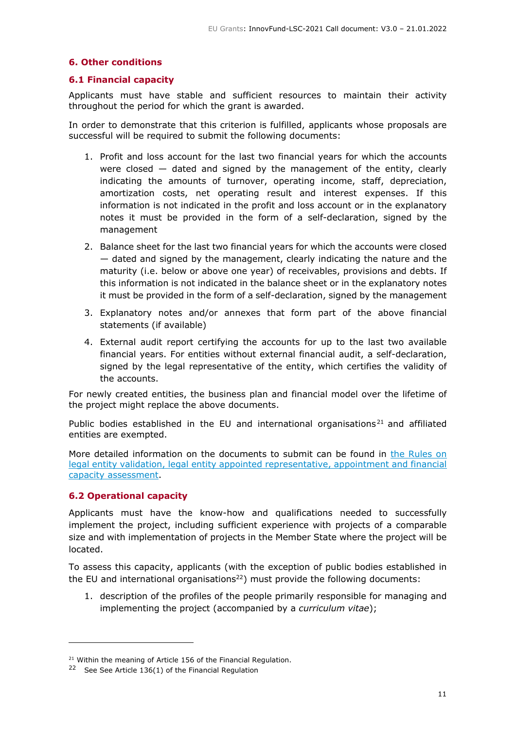## 6. Other conditions

### 6.1 Financial capacity

Applicants must have stable and sufficient resources to maintain their activity throughout the period for which the grant is awarded.

In order to demonstrate that this criterion is fulfilled, applicants whose proposals are successful will be required to submit the following documents:

1. Profit and loss account for the last two financial years for which the accounts were closed — dated and signed by the management of the entity, clearly indicating the amounts of turnover, operating income, staff, depreciation, amortization costs, net operating result and interest expenses. If this information is not indicated in the profit and loss account or in the explanatory notes it must be provided in the form of a self-declaration, signed by the management
2. Balance sheet for the last two financial years for which the accounts were closed — dated and signed by the management, clearly indicating the nature and the maturity (i.e. below or above one year) of receivables, provisions and debts. If this information is not indicated in the balance sheet or in the explanatory notes it must be provided in the form of a self-declaration, signed by the management
3. Explanatory notes and/or annexes that form part of the above financial statements (if available)
4. External audit report certifying the accounts for up to the last two available financial years. For entities without external financial audit, a self-declaration, signed by the legal representative of the entity, which certifies the validity of the accounts.

For newly created entities, the business plan and financial model over the lifetime of the project might replace the above documents.

Public bodies established in the EU and international organisations[21] and affiliated entities are exempted.

More detailed information on the documents to submit can be found in [the Rules on legal entity validation, legal entity appointed representative, appointment and financial capacity assessment](#).

### 6.2 Operational capacity

Applicants must have the know-how and qualifications needed to successfully implement the project, including sufficient experience with projects of a comparable size and with implementation of projects in the Member State where the project will be located.

To assess this capacity, applicants (with the exception of public bodies established in the EU and international organisations[22]) must provide the following documents:

1. description of the profiles of the people primarily responsible for managing and implementing the project (accompanied by a *curriculum vitae*);

---

[21] Within the meaning of Article 156 of the Financial Regulation.

[22] See See Article 136(1) of the Financial Regulation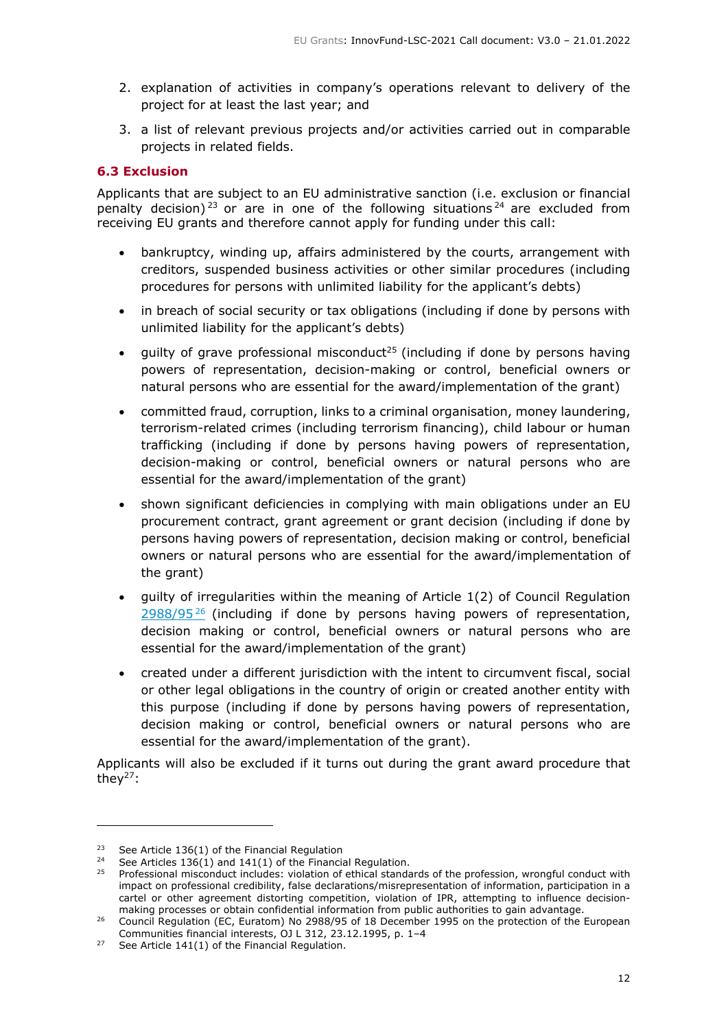2. explanation of activities in company's operations relevant to delivery of the project for at least the last year; and
3. a list of relevant previous projects and/or activities carried out in comparable projects in related fields.

### 6.3 Exclusion

Applicants that are subject to an EU administrative sanction (i.e. exclusion or financial penalty decision)[23] or are in one of the following situations[24] are excluded from receiving EU grants and therefore cannot apply for funding under this call:

- bankruptcy, winding up, affairs administered by the courts, arrangement with creditors, suspended business activities or other similar procedures (including procedures for persons with unlimited liability for the applicant's debts)
- in breach of social security or tax obligations (including if done by persons with unlimited liability for the applicant's debts)
- guilty of grave professional misconduct[25] (including if done by persons having powers of representation, decision-making or control, beneficial owners or natural persons who are essential for the award/implementation of the grant)
- committed fraud, corruption, links to a criminal organisation, money laundering, terrorism-related crimes (including terrorism financing), child labour or human trafficking (including if done by persons having powers of representation, decision-making or control, beneficial owners or natural persons who are essential for the award/implementation of the grant)
- shown significant deficiencies in complying with main obligations under an EU procurement contract, grant agreement or grant decision (including if done by persons having powers of representation, decision making or control, beneficial owners or natural persons who are essential for the award/implementation of the grant)
- guilty of irregularities within the meaning of Article 1(2) of Council Regulation 2988/95[26] (including if done by persons having powers of representation, decision making or control, beneficial owners or natural persons who are essential for the award/implementation of the grant)
- created under a different jurisdiction with the intent to circumvent fiscal, social or other legal obligations in the country of origin or created another entity with this purpose (including if done by persons having powers of representation, decision making or control, beneficial owners or natural persons who are essential for the award/implementation of the grant).

Applicants will also be excluded if it turns out during the grant award procedure that they[27]:

---

[23] See Article 136(1) of the Financial Regulation

[24] See Articles 136(1) and 141(1) of the Financial Regulation.

[25] Professional misconduct includes: violation of ethical standards of the profession, wrongful conduct with impact on professional credibility, false declarations/misrepresentation of information, participation in a cartel or other agreement distorting competition, violation of IPR, attempting to influence decision-making processes or obtain confidential information from public authorities to gain advantage.

[26] Council Regulation (EC, Euratom) No 2988/95 of 18 December 1995 on the protection of the European Communities financial interests, OJ L 312, 23.12.1995, p. 1–4

[27] See Article 141(1) of the Financial Regulation.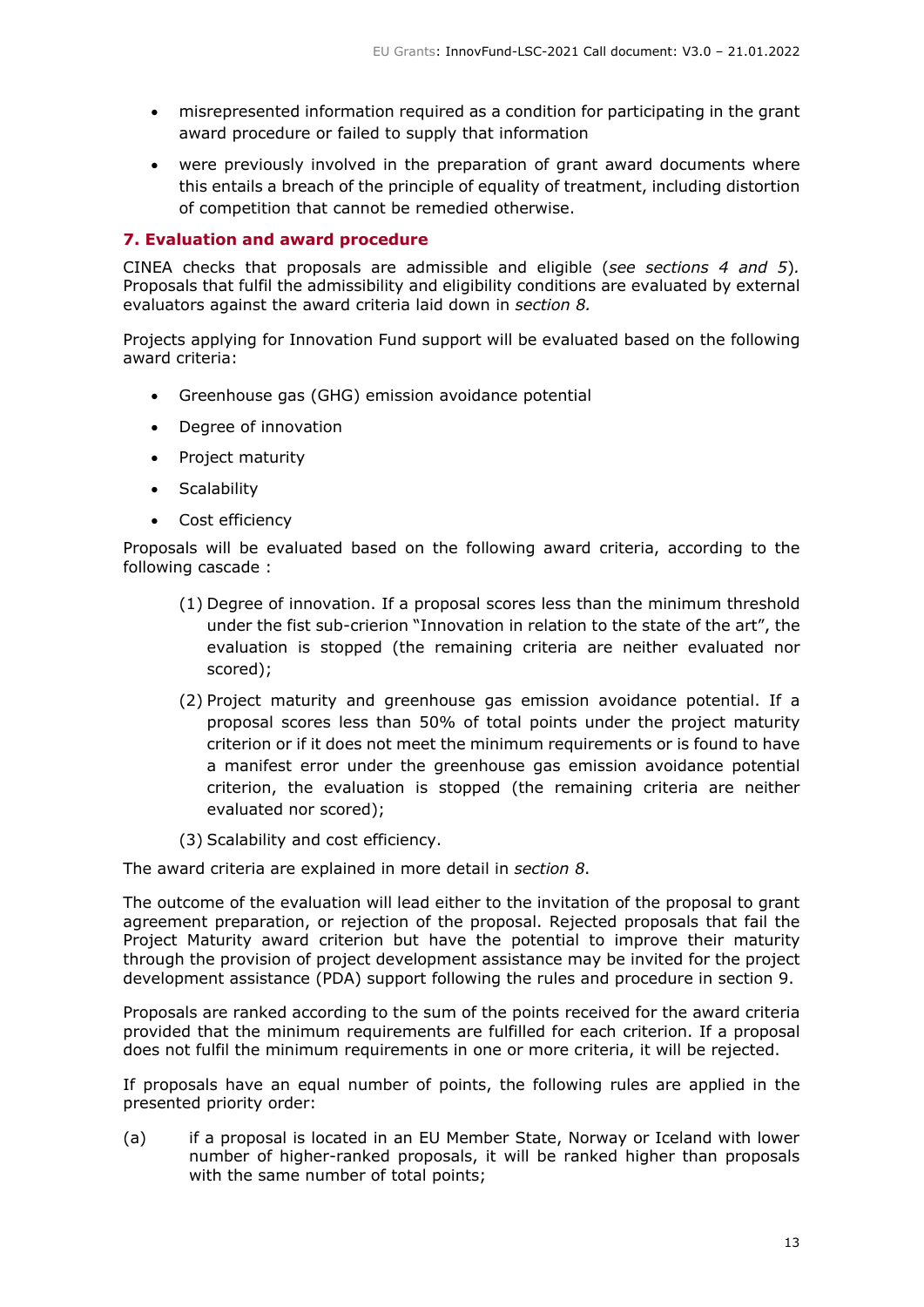- misrepresented information required as a condition for participating in the grant award procedure or failed to supply that information
- were previously involved in the preparation of grant award documents where this entails a breach of the principle of equality of treatment, including distortion of competition that cannot be remedied otherwise.

## 7. Evaluation and award procedure

CINEA checks that proposals are admissible and eligible (*see sections 4 and 5*). Proposals that fulfil the admissibility and eligibility conditions are evaluated by external evaluators against the award criteria laid down in *section 8.*

Projects applying for Innovation Fund support will be evaluated based on the following award criteria:

- Greenhouse gas (GHG) emission avoidance potential
- Degree of innovation
- Project maturity
- Scalability
- Cost efficiency

Proposals will be evaluated based on the following award criteria, according to the following cascade :

(1) Degree of innovation. If a proposal scores less than the minimum threshold under the fist sub-crierion "Innovation in relation to the state of the art", the evaluation is stopped (the remaining criteria are neither evaluated nor scored);

(2) Project maturity and greenhouse gas emission avoidance potential. If a proposal scores less than 50% of total points under the project maturity criterion or if it does not meet the minimum requirements or is found to have a manifest error under the greenhouse gas emission avoidance potential criterion, the evaluation is stopped (the remaining criteria are neither evaluated nor scored);

(3) Scalability and cost efficiency.

The award criteria are explained in more detail in *section 8*.

The outcome of the evaluation will lead either to the invitation of the proposal to grant agreement preparation, or rejection of the proposal. Rejected proposals that fail the Project Maturity award criterion but have the potential to improve their maturity through the provision of project development assistance may be invited for the project development assistance (PDA) support following the rules and procedure in section 9.

Proposals are ranked according to the sum of the points received for the award criteria provided that the minimum requirements are fulfilled for each criterion. If a proposal does not fulfil the minimum requirements in one or more criteria, it will be rejected.

If proposals have an equal number of points, the following rules are applied in the presented priority order:

(a) if a proposal is located in an EU Member State, Norway or Iceland with lower number of higher-ranked proposals, it will be ranked higher than proposals with the same number of total points;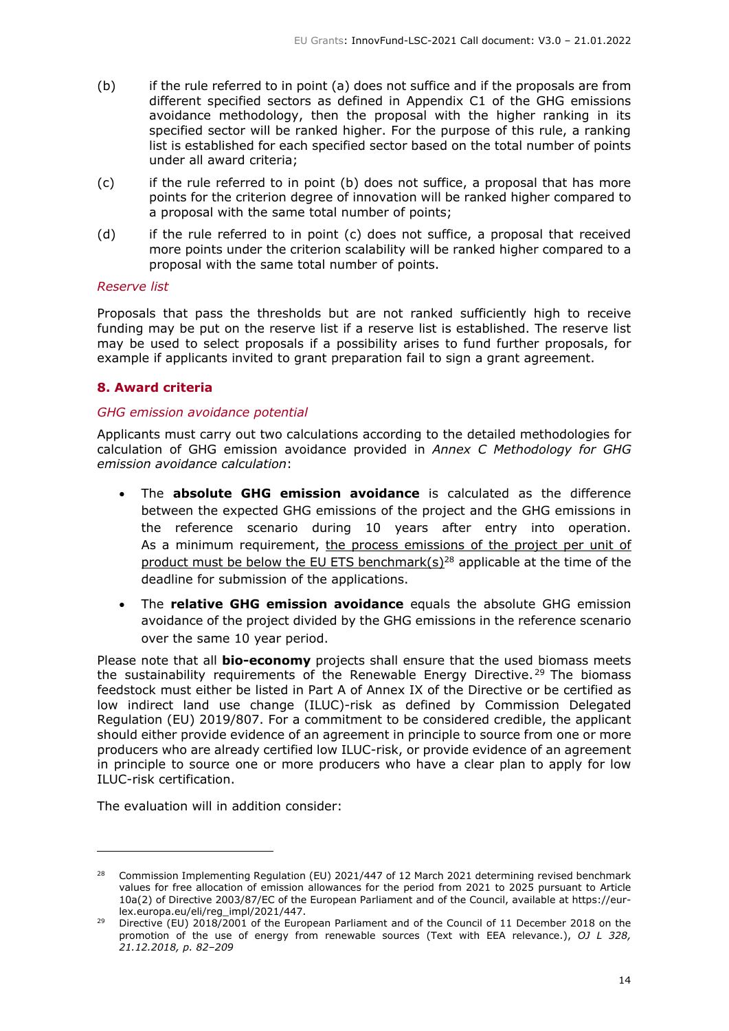(b) if the rule referred to in point (a) does not suffice and if the proposals are from different specified sectors as defined in Appendix C1 of the GHG emissions avoidance methodology, then the proposal with the higher ranking in its specified sector will be ranked higher. For the purpose of this rule, a ranking list is established for each specified sector based on the total number of points under all award criteria;

(c) if the rule referred to in point (b) does not suffice, a proposal that has more points for the criterion degree of innovation will be ranked higher compared to a proposal with the same total number of points;

(d) if the rule referred to in point (c) does not suffice, a proposal that received more points under the criterion scalability will be ranked higher compared to a proposal with the same total number of points.

*Reserve list*

Proposals that pass the thresholds but are not ranked sufficiently high to receive funding may be put on the reserve list if a reserve list is established. The reserve list may be used to select proposals if a possibility arises to fund further proposals, for example if applicants invited to grant preparation fail to sign a grant agreement.

## 8. Award criteria

*GHG emission avoidance potential*

Applicants must carry out two calculations according to the detailed methodologies for calculation of GHG emission avoidance provided in *Annex C Methodology for GHG emission avoidance calculation*:

- The **absolute GHG emission avoidance** is calculated as the difference between the expected GHG emissions of the project and the GHG emissions in the reference scenario during 10 years after entry into operation. As a minimum requirement, the process emissions of the project per unit of product must be below the EU ETS benchmark(s)[28] applicable at the time of the deadline for submission of the applications.
- The **relative GHG emission avoidance** equals the absolute GHG emission avoidance of the project divided by the GHG emissions in the reference scenario over the same 10 year period.

Please note that all **bio-economy** projects shall ensure that the used biomass meets the sustainability requirements of the Renewable Energy Directive.[29] The biomass feedstock must either be listed in Part A of Annex IX of the Directive or be certified as low indirect land use change (ILUC)-risk as defined by Commission Delegated Regulation (EU) 2019/807. For a commitment to be considered credible, the applicant should either provide evidence of an agreement in principle to source from one or more producers who are already certified low ILUC-risk, or provide evidence of an agreement in principle to source one or more producers who have a clear plan to apply for low ILUC-risk certification.

The evaluation will in addition consider:

---

[28] Commission Implementing Regulation (EU) 2021/447 of 12 March 2021 determining revised benchmark values for free allocation of emission allowances for the period from 2021 to 2025 pursuant to Article 10a(2) of Directive 2003/87/EC of the European Parliament and of the Council, available at https://eur-lex.europa.eu/eli/reg_impl/2021/447.

[29] Directive (EU) 2018/2001 of the European Parliament and of the Council of 11 December 2018 on the promotion of the use of energy from renewable sources (Text with EEA relevance.), *OJ L 328, 21.12.2018, p. 82–209*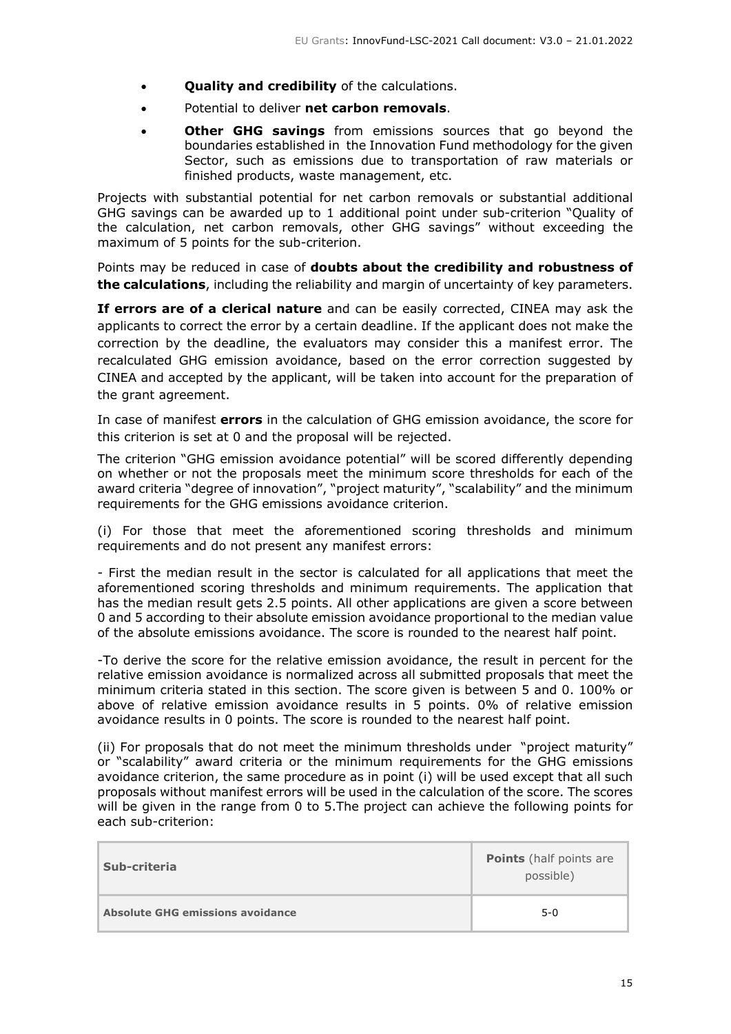- **Quality and credibility** of the calculations.
- Potential to deliver **net carbon removals**.
- **Other GHG savings** from emissions sources that go beyond the boundaries established in the Innovation Fund methodology for the given Sector, such as emissions due to transportation of raw materials or finished products, waste management, etc.

Projects with substantial potential for net carbon removals or substantial additional GHG savings can be awarded up to 1 additional point under sub-criterion "Quality of the calculation, net carbon removals, other GHG savings" without exceeding the maximum of 5 points for the sub-criterion.

Points may be reduced in case of **doubts about the credibility and robustness of the calculations**, including the reliability and margin of uncertainty of key parameters.

**If errors are of a clerical nature** and can be easily corrected, CINEA may ask the applicants to correct the error by a certain deadline. If the applicant does not make the correction by the deadline, the evaluators may consider this a manifest error. The recalculated GHG emission avoidance, based on the error correction suggested by CINEA and accepted by the applicant, will be taken into account for the preparation of the grant agreement.

In case of manifest **errors** in the calculation of GHG emission avoidance, the score for this criterion is set at 0 and the proposal will be rejected.

The criterion "GHG emission avoidance potential" will be scored differently depending on whether or not the proposals meet the minimum score thresholds for each of the award criteria "degree of innovation", "project maturity", "scalability" and the minimum requirements for the GHG emissions avoidance criterion.

(i) For those that meet the aforementioned scoring thresholds and minimum requirements and do not present any manifest errors:

- First the median result in the sector is calculated for all applications that meet the aforementioned scoring thresholds and minimum requirements. The application that has the median result gets 2.5 points. All other applications are given a score between 0 and 5 according to their absolute emission avoidance proportional to the median value of the absolute emissions avoidance. The score is rounded to the nearest half point.

-To derive the score for the relative emission avoidance, the result in percent for the relative emission avoidance is normalized across all submitted proposals that meet the minimum criteria stated in this section. The score given is between 5 and 0. 100% or above of relative emission avoidance results in 5 points. 0% of relative emission avoidance results in 0 points. The score is rounded to the nearest half point.

(ii) For proposals that do not meet the minimum thresholds under "project maturity" or "scalability" award criteria or the minimum requirements for the GHG emissions avoidance criterion, the same procedure as in point (i) will be used except that all such proposals without manifest errors will be used in the calculation of the score. The scores will be given in the range from 0 to 5.The project can achieve the following points for each sub-criterion:

| Sub-criteria | **Points** (half points are possible) |
|---|---|
| **Absolute GHG emissions avoidance** | 5-0 |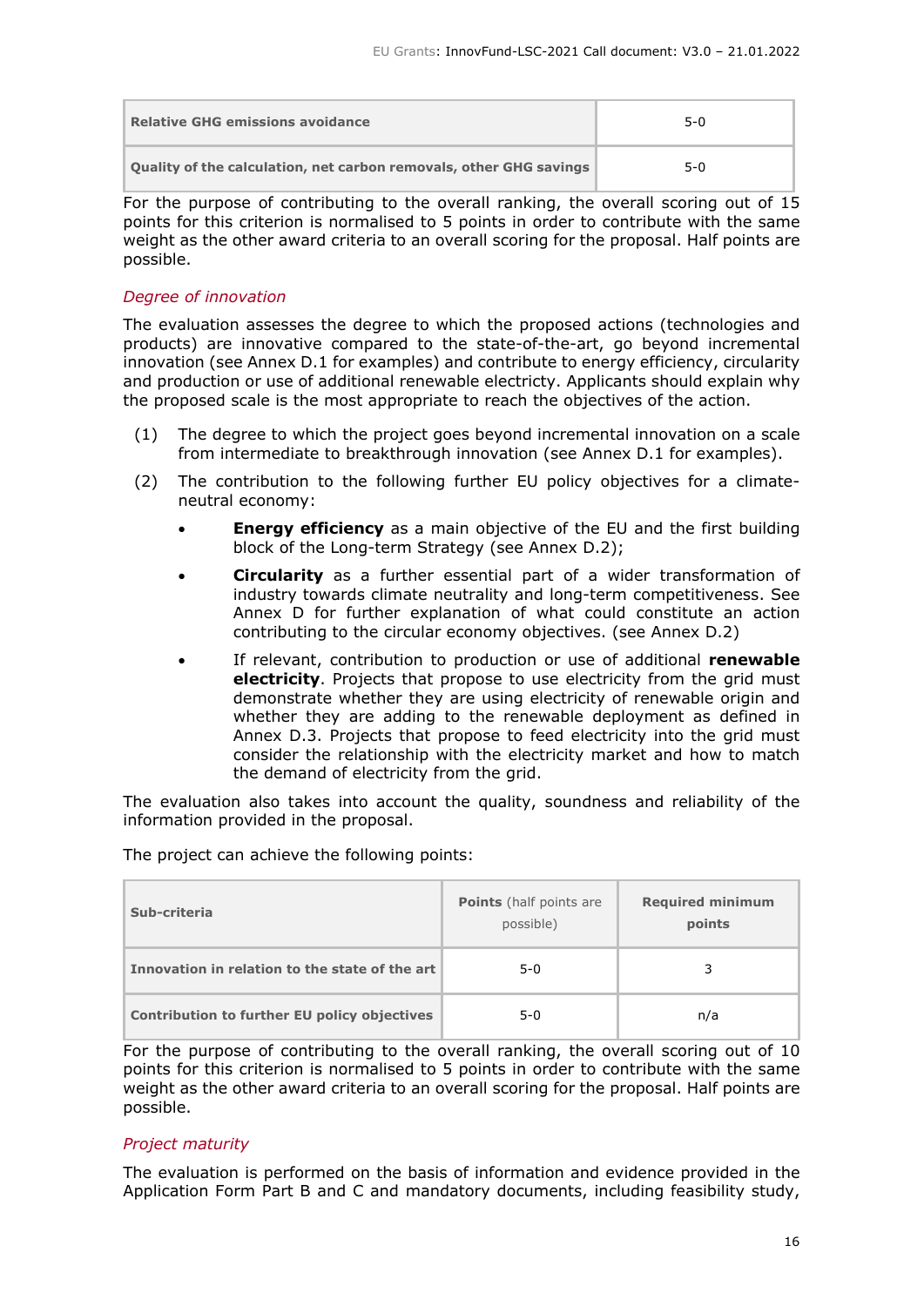| Relative GHG emissions avoidance | 5-0 |
| --- | --- |
| Quality of the calculation, net carbon removals, other GHG savings | 5-0 |

For the purpose of contributing to the overall ranking, the overall scoring out of 15 points for this criterion is normalised to 5 points in order to contribute with the same weight as the other award criteria to an overall scoring for the proposal. Half points are possible.

### *Degree of innovation*

The evaluation assesses the degree to which the proposed actions (technologies and products) are innovative compared to the state-of-the-art, go beyond incremental innovation (see Annex D.1 for examples) and contribute to energy efficiency, circularity and production or use of additional renewable electricty. Applicants should explain why the proposed scale is the most appropriate to reach the objectives of the action.

(1) The degree to which the project goes beyond incremental innovation on a scale from intermediate to breakthrough innovation (see Annex D.1 for examples).

(2) The contribution to the following further EU policy objectives for a climate-neutral economy:

- **Energy efficiency** as a main objective of the EU and the first building block of the Long-term Strategy (see Annex D.2);
- **Circularity** as a further essential part of a wider transformation of industry towards climate neutrality and long-term competitiveness. See Annex D for further explanation of what could constitute an action contributing to the circular economy objectives. (see Annex D.2)
- If relevant, contribution to production or use of additional **renewable electricity**. Projects that propose to use electricity from the grid must demonstrate whether they are using electricity of renewable origin and whether they are adding to the renewable deployment as defined in Annex D.3. Projects that propose to feed electricity into the grid must consider the relationship with the electricity market and how to match the demand of electricity from the grid.

The evaluation also takes into account the quality, soundness and reliability of the information provided in the proposal.

The project can achieve the following points:

| Sub-criteria | **Points** (half points are possible) | Required minimum points |
| --- | --- | --- |
| Innovation in relation to the state of the art | 5-0 | 3 |
| Contribution to further EU policy objectives | 5-0 | n/a |

For the purpose of contributing to the overall ranking, the overall scoring out of 10 points for this criterion is normalised to 5 points in order to contribute with the same weight as the other award criteria to an overall scoring for the proposal. Half points are possible.

### *Project maturity*

The evaluation is performed on the basis of information and evidence provided in the Application Form Part B and C and mandatory documents, including feasibility study,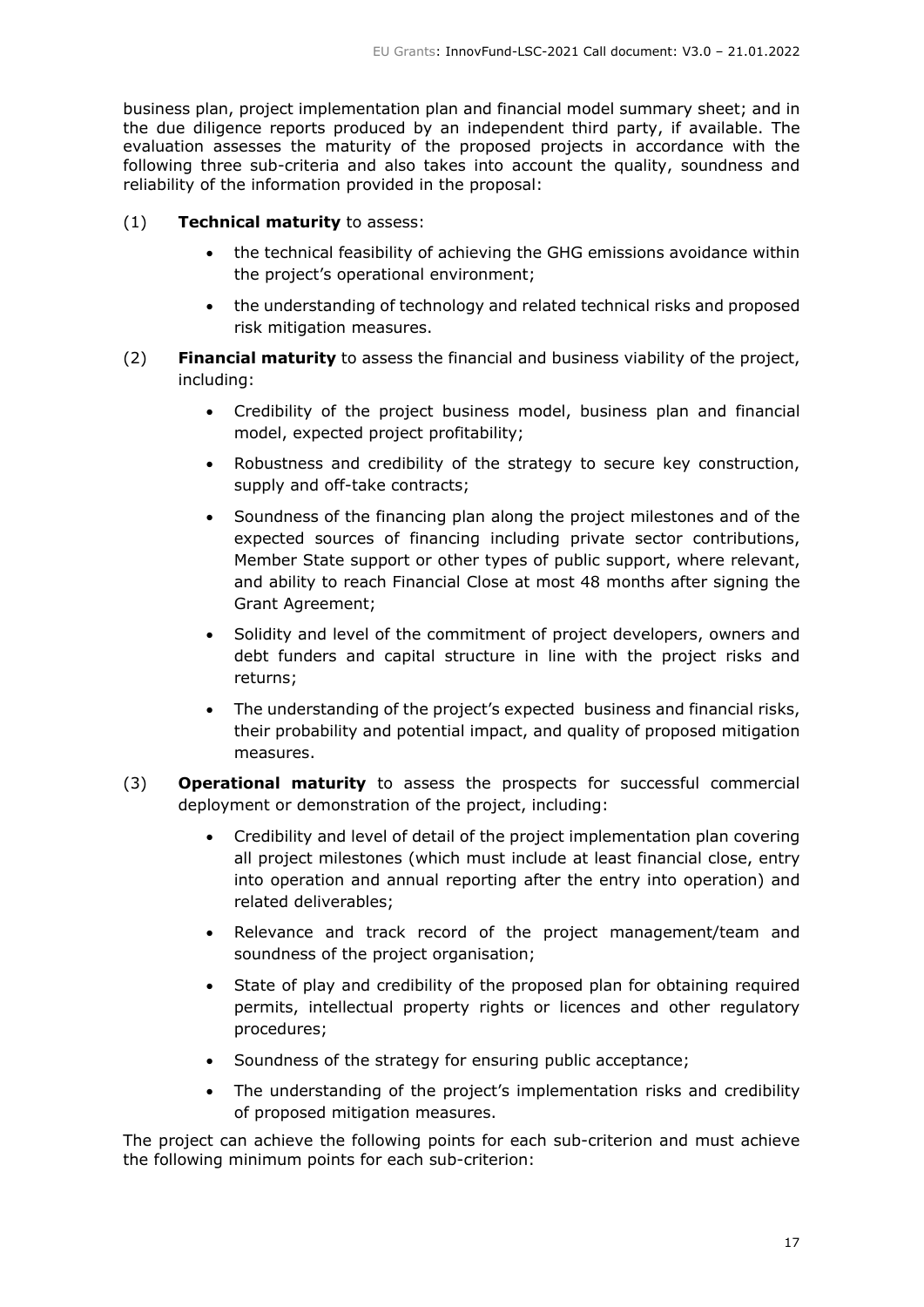business plan, project implementation plan and financial model summary sheet; and in the due diligence reports produced by an independent third party, if available. The evaluation assesses the maturity of the proposed projects in accordance with the following three sub-criteria and also takes into account the quality, soundness and reliability of the information provided in the proposal:

(1) **Technical maturity** to assess:

- the technical feasibility of achieving the GHG emissions avoidance within the project's operational environment;
- the understanding of technology and related technical risks and proposed risk mitigation measures.

(2) **Financial maturity** to assess the financial and business viability of the project, including:

- Credibility of the project business model, business plan and financial model, expected project profitability;
- Robustness and credibility of the strategy to secure key construction, supply and off-take contracts;
- Soundness of the financing plan along the project milestones and of the expected sources of financing including private sector contributions, Member State support or other types of public support, where relevant, and ability to reach Financial Close at most 48 months after signing the Grant Agreement;
- Solidity and level of the commitment of project developers, owners and debt funders and capital structure in line with the project risks and returns;
- The understanding of the project's expected business and financial risks, their probability and potential impact, and quality of proposed mitigation measures.

(3) **Operational maturity** to assess the prospects for successful commercial deployment or demonstration of the project, including:

- Credibility and level of detail of the project implementation plan covering all project milestones (which must include at least financial close, entry into operation and annual reporting after the entry into operation) and related deliverables;
- Relevance and track record of the project management/team and soundness of the project organisation;
- State of play and credibility of the proposed plan for obtaining required permits, intellectual property rights or licences and other regulatory procedures;
- Soundness of the strategy for ensuring public acceptance;
- The understanding of the project's implementation risks and credibility of proposed mitigation measures.

The project can achieve the following points for each sub-criterion and must achieve the following minimum points for each sub-criterion: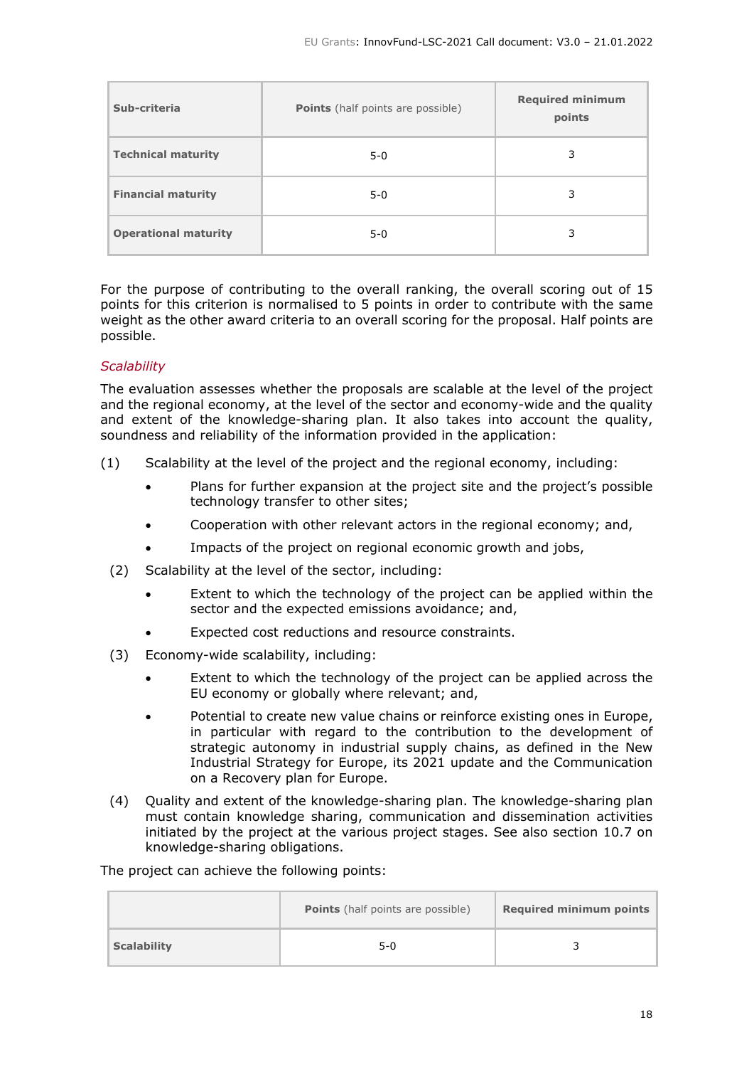| Sub-criteria | **Points** (half points are possible) | Required minimum points |
|---|---|---|
| **Technical maturity** | 5-0 | 3 |
| **Financial maturity** | 5-0 | 3 |
| **Operational maturity** | 5-0 | 3 |

For the purpose of contributing to the overall ranking, the overall scoring out of 15 points for this criterion is normalised to 5 points in order to contribute with the same weight as the other award criteria to an overall scoring for the proposal. Half points are possible.

*Scalability*

The evaluation assesses whether the proposals are scalable at the level of the project and the regional economy, at the level of the sector and economy-wide and the quality and extent of the knowledge-sharing plan. It also takes into account the quality, soundness and reliability of the information provided in the application:

(1) Scalability at the level of the project and the regional economy, including:

- Plans for further expansion at the project site and the project's possible technology transfer to other sites;
- Cooperation with other relevant actors in the regional economy; and,
- Impacts of the project on regional economic growth and jobs,

(2) Scalability at the level of the sector, including:

- Extent to which the technology of the project can be applied within the sector and the expected emissions avoidance; and,
- Expected cost reductions and resource constraints.

(3) Economy-wide scalability, including:

- Extent to which the technology of the project can be applied across the EU economy or globally where relevant; and,
- Potential to create new value chains or reinforce existing ones in Europe, in particular with regard to the contribution to the development of strategic autonomy in industrial supply chains, as defined in the New Industrial Strategy for Europe, its 2021 update and the Communication on a Recovery plan for Europe.

(4) Quality and extent of the knowledge-sharing plan. The knowledge-sharing plan must contain knowledge sharing, communication and dissemination activities initiated by the project at the various project stages. See also section 10.7 on knowledge-sharing obligations.

The project can achieve the following points:

| | **Points** (half points are possible) | **Required minimum points** |
|---|---|---|
| **Scalability** | 5-0 | 3 |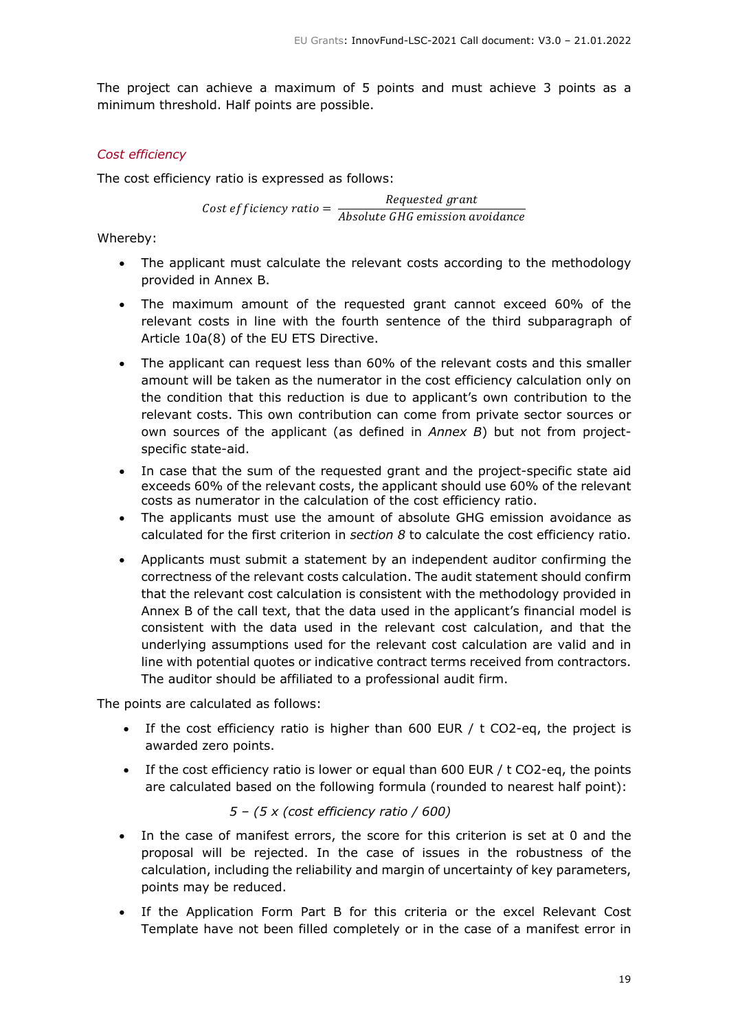The project can achieve a maximum of 5 points and must achieve 3 points as a minimum threshold. Half points are possible.

*Cost efficiency*

The cost efficiency ratio is expressed as follows:

$$Cost\ efficiency\ ratio = \frac{Requested\ grant}{Absolute\ GHG\ emission\ avoidance}$$

Whereby:

- The applicant must calculate the relevant costs according to the methodology provided in Annex B.
- The maximum amount of the requested grant cannot exceed 60% of the relevant costs in line with the fourth sentence of the third subparagraph of Article 10a(8) of the EU ETS Directive.
- The applicant can request less than 60% of the relevant costs and this smaller amount will be taken as the numerator in the cost efficiency calculation only on the condition that this reduction is due to applicant's own contribution to the relevant costs. This own contribution can come from private sector sources or own sources of the applicant (as defined in *Annex B*) but not from project-specific state-aid.
- In case that the sum of the requested grant and the project-specific state aid exceeds 60% of the relevant costs, the applicant should use 60% of the relevant costs as numerator in the calculation of the cost efficiency ratio.
- The applicants must use the amount of absolute GHG emission avoidance as calculated for the first criterion in *section 8* to calculate the cost efficiency ratio.
- Applicants must submit a statement by an independent auditor confirming the correctness of the relevant costs calculation. The audit statement should confirm that the relevant cost calculation is consistent with the methodology provided in Annex B of the call text, that the data used in the applicant's financial model is consistent with the data used in the relevant cost calculation, and that the underlying assumptions used for the relevant cost calculation are valid and in line with potential quotes or indicative contract terms received from contractors. The auditor should be affiliated to a professional audit firm.

The points are calculated as follows:

- If the cost efficiency ratio is higher than 600 EUR / t CO2-eq, the project is awarded zero points.
- If the cost efficiency ratio is lower or equal than 600 EUR / t CO2-eq, the points are calculated based on the following formula (rounded to nearest half point):

  *5 – (5 x (cost efficiency ratio / 600)*

- In the case of manifest errors, the score for this criterion is set at 0 and the proposal will be rejected. In the case of issues in the robustness of the calculation, including the reliability and margin of uncertainty of key parameters, points may be reduced.
- If the Application Form Part B for this criteria or the excel Relevant Cost Template have not been filled completely or in the case of a manifest error in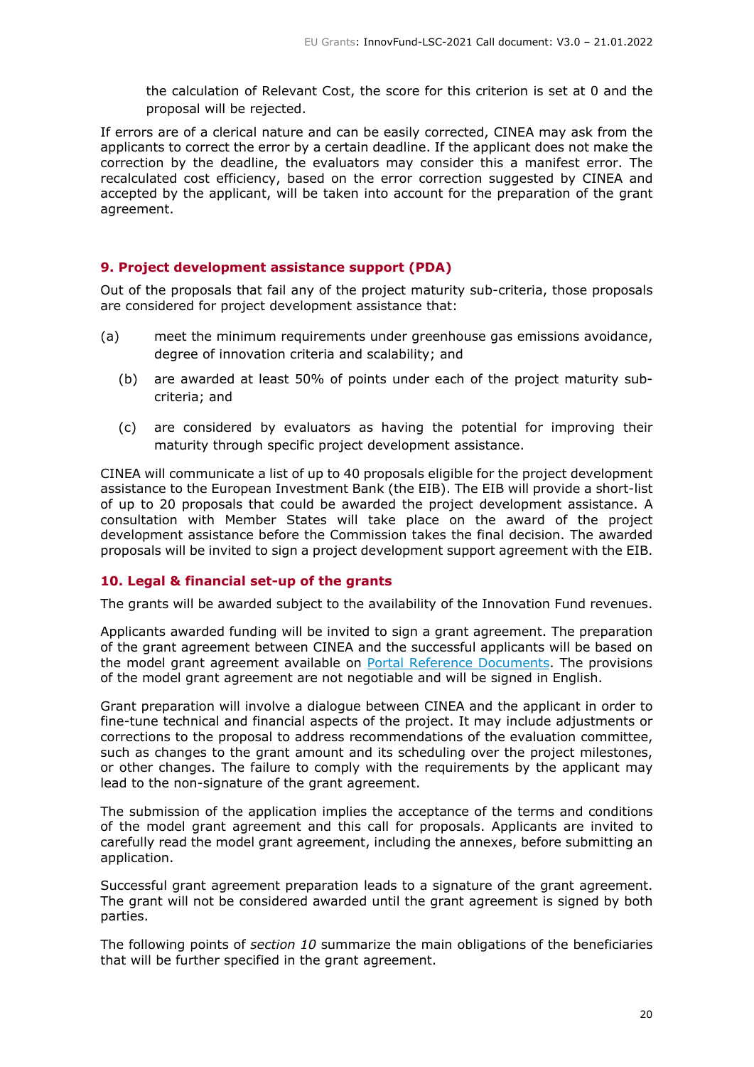the calculation of Relevant Cost, the score for this criterion is set at 0 and the proposal will be rejected.

If errors are of a clerical nature and can be easily corrected, CINEA may ask from the applicants to correct the error by a certain deadline. If the applicant does not make the correction by the deadline, the evaluators may consider this a manifest error. The recalculated cost efficiency, based on the error correction suggested by CINEA and accepted by the applicant, will be taken into account for the preparation of the grant agreement.

## 9. Project development assistance support (PDA)

Out of the proposals that fail any of the project maturity sub-criteria, those proposals are considered for project development assistance that:

(a) meet the minimum requirements under greenhouse gas emissions avoidance, degree of innovation criteria and scalability; and

(b) are awarded at least 50% of points under each of the project maturity sub-criteria; and

(c) are considered by evaluators as having the potential for improving their maturity through specific project development assistance.

CINEA will communicate a list of up to 40 proposals eligible for the project development assistance to the European Investment Bank (the EIB). The EIB will provide a short-list of up to 20 proposals that could be awarded the project development assistance. A consultation with Member States will take place on the award of the project development assistance before the Commission takes the final decision. The awarded proposals will be invited to sign a project development support agreement with the EIB.

## 10. Legal & financial set-up of the grants

The grants will be awarded subject to the availability of the Innovation Fund revenues.

Applicants awarded funding will be invited to sign a grant agreement. The preparation of the grant agreement between CINEA and the successful applicants will be based on the model grant agreement available on Portal Reference Documents. The provisions of the model grant agreement are not negotiable and will be signed in English.

Grant preparation will involve a dialogue between CINEA and the applicant in order to fine-tune technical and financial aspects of the project. It may include adjustments or corrections to the proposal to address recommendations of the evaluation committee, such as changes to the grant amount and its scheduling over the project milestones, or other changes. The failure to comply with the requirements by the applicant may lead to the non-signature of the grant agreement.

The submission of the application implies the acceptance of the terms and conditions of the model grant agreement and this call for proposals. Applicants are invited to carefully read the model grant agreement, including the annexes, before submitting an application.

Successful grant agreement preparation leads to a signature of the grant agreement. The grant will not be considered awarded until the grant agreement is signed by both parties.

The following points of *section 10* summarize the main obligations of the beneficiaries that will be further specified in the grant agreement.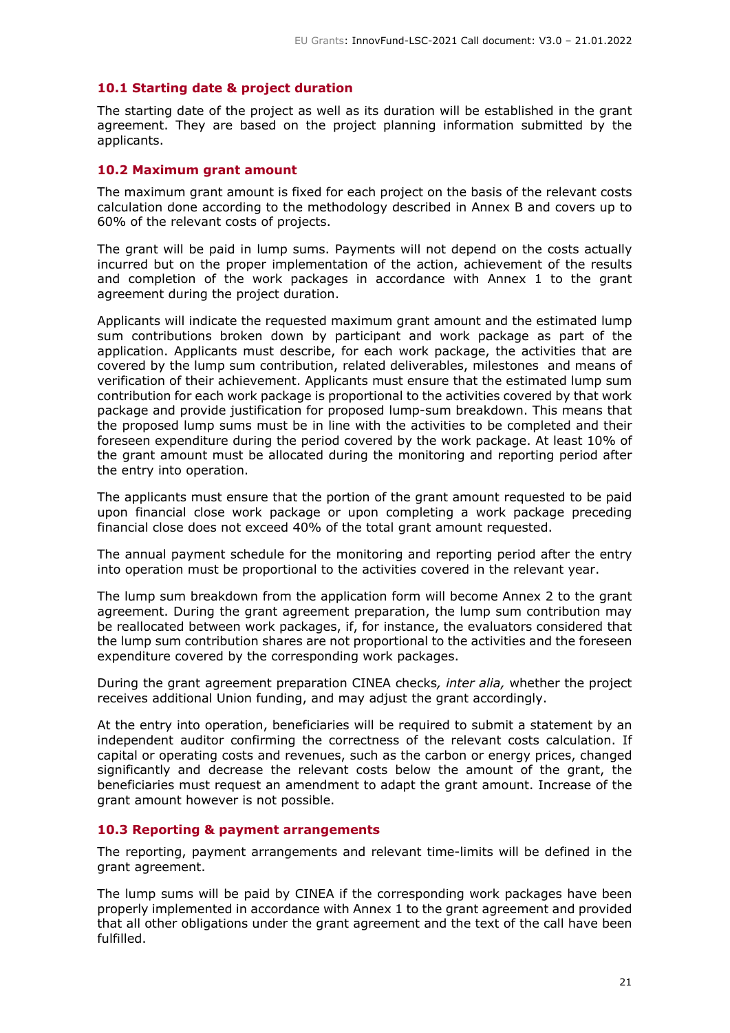### 10.1 Starting date & project duration

The starting date of the project as well as its duration will be established in the grant agreement. They are based on the project planning information submitted by the applicants.

### 10.2 Maximum grant amount

The maximum grant amount is fixed for each project on the basis of the relevant costs calculation done according to the methodology described in Annex B and covers up to 60% of the relevant costs of projects.

The grant will be paid in lump sums. Payments will not depend on the costs actually incurred but on the proper implementation of the action, achievement of the results and completion of the work packages in accordance with Annex 1 to the grant agreement during the project duration.

Applicants will indicate the requested maximum grant amount and the estimated lump sum contributions broken down by participant and work package as part of the application. Applicants must describe, for each work package, the activities that are covered by the lump sum contribution, related deliverables, milestones and means of verification of their achievement. Applicants must ensure that the estimated lump sum contribution for each work package is proportional to the activities covered by that work package and provide justification for proposed lump-sum breakdown. This means that the proposed lump sums must be in line with the activities to be completed and their foreseen expenditure during the period covered by the work package. At least 10% of the grant amount must be allocated during the monitoring and reporting period after the entry into operation.

The applicants must ensure that the portion of the grant amount requested to be paid upon financial close work package or upon completing a work package preceding financial close does not exceed 40% of the total grant amount requested.

The annual payment schedule for the monitoring and reporting period after the entry into operation must be proportional to the activities covered in the relevant year.

The lump sum breakdown from the application form will become Annex 2 to the grant agreement. During the grant agreement preparation, the lump sum contribution may be reallocated between work packages, if, for instance, the evaluators considered that the lump sum contribution shares are not proportional to the activities and the foreseen expenditure covered by the corresponding work packages.

During the grant agreement preparation CINEA checks*, inter alia,* whether the project receives additional Union funding, and may adjust the grant accordingly.

At the entry into operation, beneficiaries will be required to submit a statement by an independent auditor confirming the correctness of the relevant costs calculation. If capital or operating costs and revenues, such as the carbon or energy prices, changed significantly and decrease the relevant costs below the amount of the grant, the beneficiaries must request an amendment to adapt the grant amount. Increase of the grant amount however is not possible.

### 10.3 Reporting & payment arrangements

The reporting, payment arrangements and relevant time-limits will be defined in the grant agreement.

The lump sums will be paid by CINEA if the corresponding work packages have been properly implemented in accordance with Annex 1 to the grant agreement and provided that all other obligations under the grant agreement and the text of the call have been fulfilled.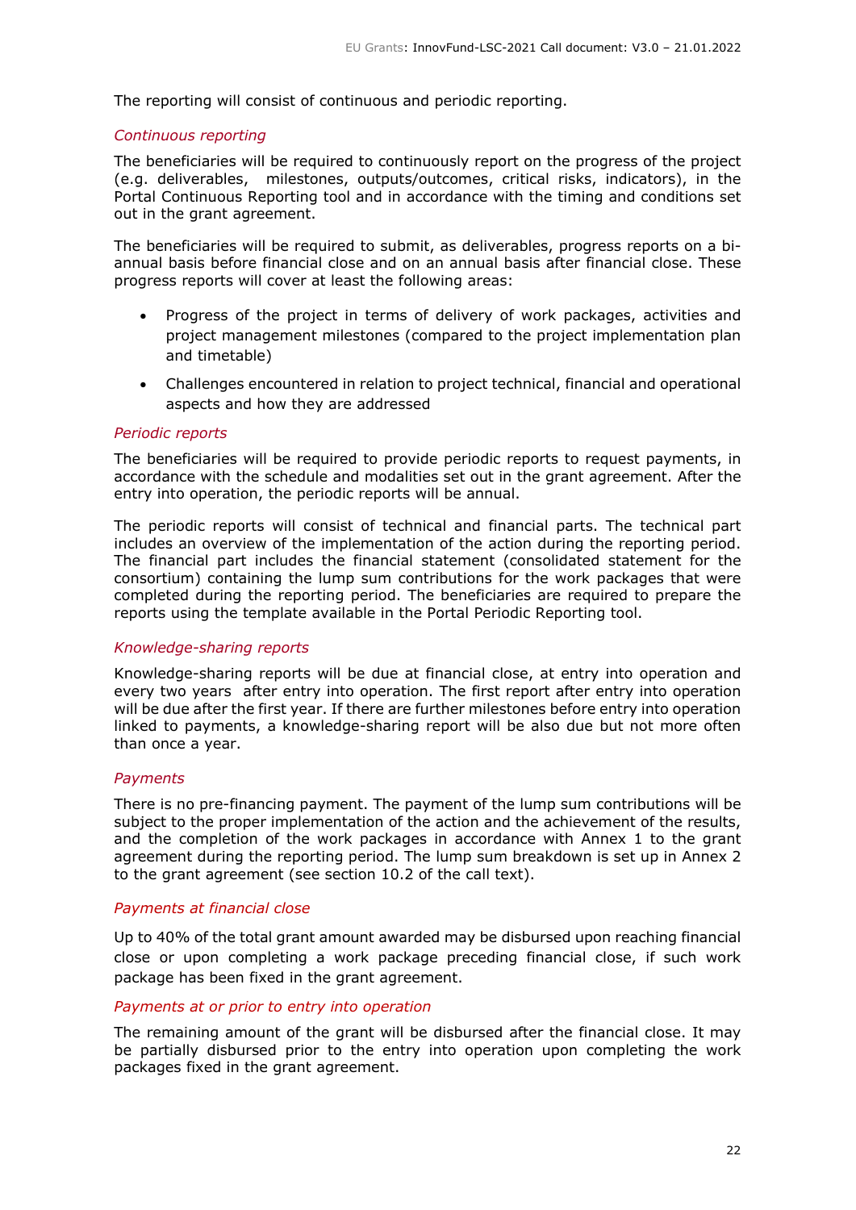The reporting will consist of continuous and periodic reporting.

*Continuous reporting*

The beneficiaries will be required to continuously report on the progress of the project (e.g. deliverables, milestones, outputs/outcomes, critical risks, indicators), in the Portal Continuous Reporting tool and in accordance with the timing and conditions set out in the grant agreement.

The beneficiaries will be required to submit, as deliverables, progress reports on a bi-annual basis before financial close and on an annual basis after financial close. These progress reports will cover at least the following areas:

- Progress of the project in terms of delivery of work packages, activities and project management milestones (compared to the project implementation plan and timetable)
- Challenges encountered in relation to project technical, financial and operational aspects and how they are addressed

*Periodic reports*

The beneficiaries will be required to provide periodic reports to request payments, in accordance with the schedule and modalities set out in the grant agreement. After the entry into operation, the periodic reports will be annual.

The periodic reports will consist of technical and financial parts. The technical part includes an overview of the implementation of the action during the reporting period. The financial part includes the financial statement (consolidated statement for the consortium) containing the lump sum contributions for the work packages that were completed during the reporting period. The beneficiaries are required to prepare the reports using the template available in the Portal Periodic Reporting tool.

*Knowledge-sharing reports*

Knowledge-sharing reports will be due at financial close, at entry into operation and every two years after entry into operation. The first report after entry into operation will be due after the first year. If there are further milestones before entry into operation linked to payments, a knowledge-sharing report will be also due but not more often than once a year.

*Payments*

There is no pre-financing payment. The payment of the lump sum contributions will be subject to the proper implementation of the action and the achievement of the results, and the completion of the work packages in accordance with Annex 1 to the grant agreement during the reporting period. The lump sum breakdown is set up in Annex 2 to the grant agreement (see section 10.2 of the call text).

*Payments at financial close*

Up to 40% of the total grant amount awarded may be disbursed upon reaching financial close or upon completing a work package preceding financial close, if such work package has been fixed in the grant agreement.

*Payments at or prior to entry into operation*

The remaining amount of the grant will be disbursed after the financial close. It may be partially disbursed prior to the entry into operation upon completing the work packages fixed in the grant agreement.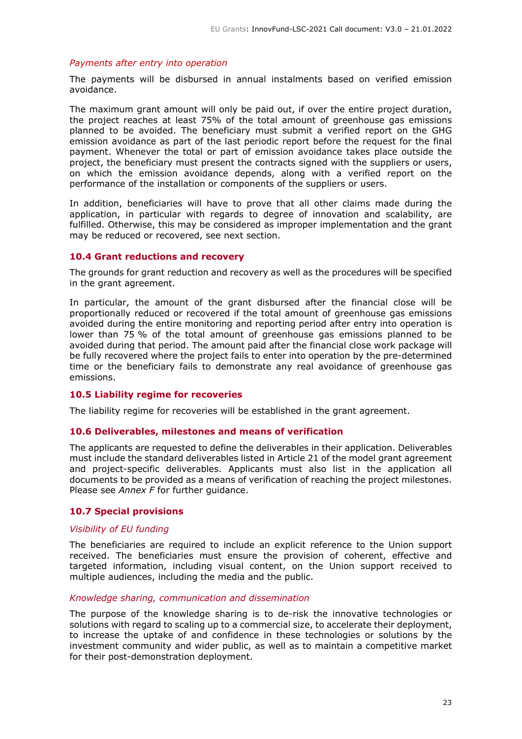*Payments after entry into operation*

The payments will be disbursed in annual instalments based on verified emission avoidance.

The maximum grant amount will only be paid out, if over the entire project duration, the project reaches at least 75% of the total amount of greenhouse gas emissions planned to be avoided. The beneficiary must submit a verified report on the GHG emission avoidance as part of the last periodic report before the request for the final payment. Whenever the total or part of emission avoidance takes place outside the project, the beneficiary must present the contracts signed with the suppliers or users, on which the emission avoidance depends, along with a verified report on the performance of the installation or components of the suppliers or users.

In addition, beneficiaries will have to prove that all other claims made during the application, in particular with regards to degree of innovation and scalability, are fulfilled. Otherwise, this may be considered as improper implementation and the grant may be reduced or recovered, see next section.

### 10.4 Grant reductions and recovery

The grounds for grant reduction and recovery as well as the procedures will be specified in the grant agreement.

In particular, the amount of the grant disbursed after the financial close will be proportionally reduced or recovered if the total amount of greenhouse gas emissions avoided during the entire monitoring and reporting period after entry into operation is lower than 75 % of the total amount of greenhouse gas emissions planned to be avoided during that period. The amount paid after the financial close work package will be fully recovered where the project fails to enter into operation by the pre-determined time or the beneficiary fails to demonstrate any real avoidance of greenhouse gas emissions.

### 10.5 Liability regime for recoveries

The liability regime for recoveries will be established in the grant agreement.

### 10.6 Deliverables, milestones and means of verification

The applicants are requested to define the deliverables in their application. Deliverables must include the standard deliverables listed in Article 21 of the model grant agreement and project-specific deliverables. Applicants must also list in the application all documents to be provided as a means of verification of reaching the project milestones. Please see *Annex F* for further guidance.

### 10.7 Special provisions

*Visibility of EU funding*

The beneficiaries are required to include an explicit reference to the Union support received. The beneficiaries must ensure the provision of coherent, effective and targeted information, including visual content, on the Union support received to multiple audiences, including the media and the public.

*Knowledge sharing, communication and dissemination*

The purpose of the knowledge sharing is to de-risk the innovative technologies or solutions with regard to scaling up to a commercial size, to accelerate their deployment, to increase the uptake of and confidence in these technologies or solutions by the investment community and wider public, as well as to maintain a competitive market for their post-demonstration deployment.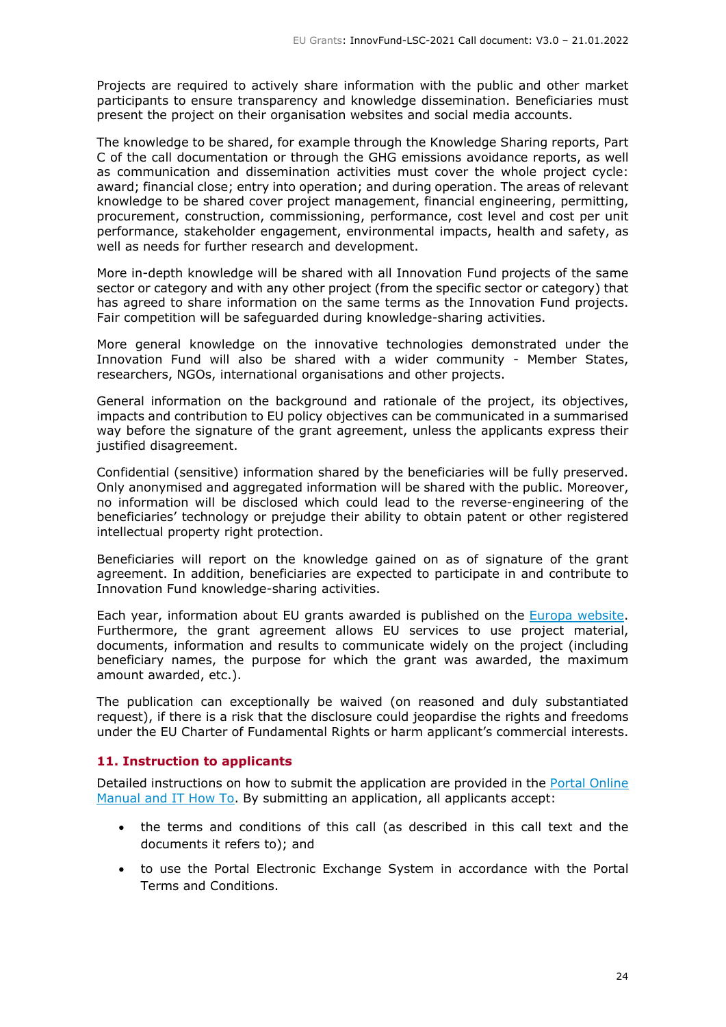Projects are required to actively share information with the public and other market participants to ensure transparency and knowledge dissemination. Beneficiaries must present the project on their organisation websites and social media accounts.

The knowledge to be shared, for example through the Knowledge Sharing reports, Part C of the call documentation or through the GHG emissions avoidance reports, as well as communication and dissemination activities must cover the whole project cycle: award; financial close; entry into operation; and during operation. The areas of relevant knowledge to be shared cover project management, financial engineering, permitting, procurement, construction, commissioning, performance, cost level and cost per unit performance, stakeholder engagement, environmental impacts, health and safety, as well as needs for further research and development.

More in-depth knowledge will be shared with all Innovation Fund projects of the same sector or category and with any other project (from the specific sector or category) that has agreed to share information on the same terms as the Innovation Fund projects. Fair competition will be safeguarded during knowledge-sharing activities.

More general knowledge on the innovative technologies demonstrated under the Innovation Fund will also be shared with a wider community - Member States, researchers, NGOs, international organisations and other projects.

General information on the background and rationale of the project, its objectives, impacts and contribution to EU policy objectives can be communicated in a summarised way before the signature of the grant agreement, unless the applicants express their justified disagreement.

Confidential (sensitive) information shared by the beneficiaries will be fully preserved. Only anonymised and aggregated information will be shared with the public. Moreover, no information will be disclosed which could lead to the reverse-engineering of the beneficiaries' technology or prejudge their ability to obtain patent or other registered intellectual property right protection.

Beneficiaries will report on the knowledge gained on as of signature of the grant agreement. In addition, beneficiaries are expected to participate in and contribute to Innovation Fund knowledge-sharing activities.

Each year, information about EU grants awarded is published on the Europa website. Furthermore, the grant agreement allows EU services to use project material, documents, information and results to communicate widely on the project (including beneficiary names, the purpose for which the grant was awarded, the maximum amount awarded, etc.).

The publication can exceptionally be waived (on reasoned and duly substantiated request), if there is a risk that the disclosure could jeopardise the rights and freedoms under the EU Charter of Fundamental Rights or harm applicant's commercial interests.

## 11. Instruction to applicants

Detailed instructions on how to submit the application are provided in the Portal Online Manual and IT How To. By submitting an application, all applicants accept:

- the terms and conditions of this call (as described in this call text and the documents it refers to); and
- to use the Portal Electronic Exchange System in accordance with the Portal Terms and Conditions.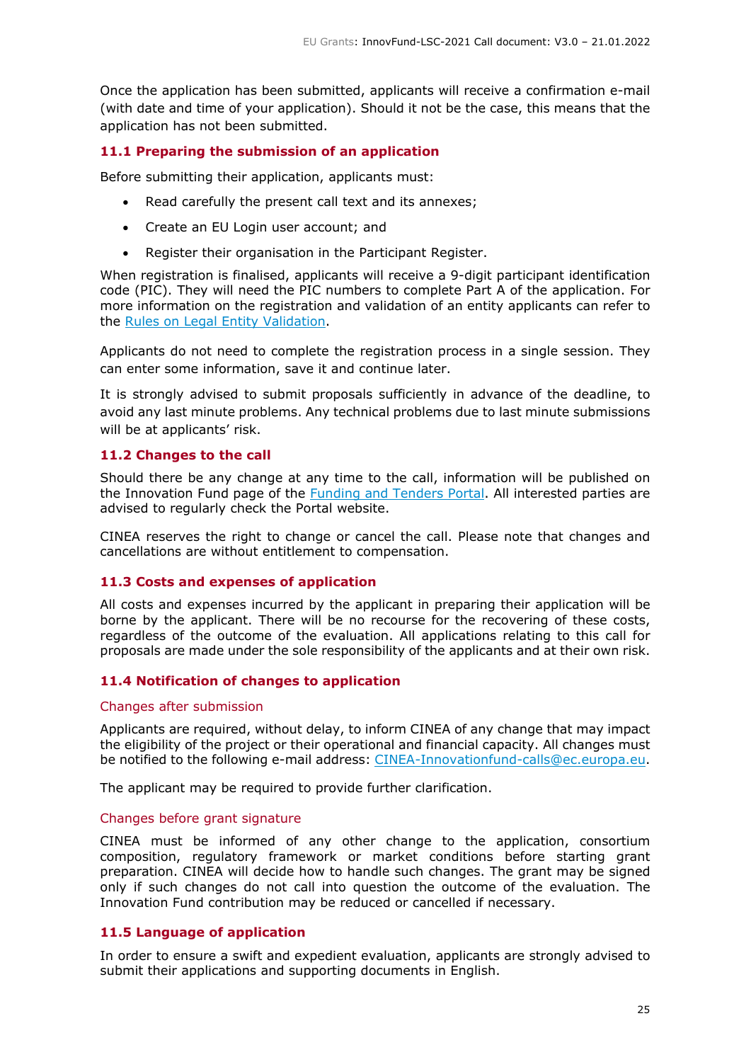Once the application has been submitted, applicants will receive a confirmation e-mail (with date and time of your application). Should it not be the case, this means that the application has not been submitted.

### 11.1 Preparing the submission of an application

Before submitting their application, applicants must:

- Read carefully the present call text and its annexes;
- Create an EU Login user account; and
- Register their organisation in the Participant Register.

When registration is finalised, applicants will receive a 9-digit participant identification code (PIC). They will need the PIC numbers to complete Part A of the application. For more information on the registration and validation of an entity applicants can refer to the [Rules on Legal Entity Validation](Rules on Legal Entity Validation).

Applicants do not need to complete the registration process in a single session. They can enter some information, save it and continue later.

It is strongly advised to submit proposals sufficiently in advance of the deadline, to avoid any last minute problems. Any technical problems due to last minute submissions will be at applicants' risk.

### 11.2 Changes to the call

Should there be any change at any time to the call, information will be published on the Innovation Fund page of the [Funding and Tenders Portal](Funding and Tenders Portal). All interested parties are advised to regularly check the Portal website.

CINEA reserves the right to change or cancel the call. Please note that changes and cancellations are without entitlement to compensation.

### 11.3 Costs and expenses of application

All costs and expenses incurred by the applicant in preparing their application will be borne by the applicant. There will be no recourse for the recovering of these costs, regardless of the outcome of the evaluation. All applications relating to this call for proposals are made under the sole responsibility of the applicants and at their own risk.

### 11.4 Notification of changes to application

#### Changes after submission

Applicants are required, without delay, to inform CINEA of any change that may impact the eligibility of the project or their operational and financial capacity. All changes must be notified to the following e-mail address: CINEA-Innovationfund-calls@ec.europa.eu.

The applicant may be required to provide further clarification.

#### Changes before grant signature

CINEA must be informed of any other change to the application, consortium composition, regulatory framework or market conditions before starting grant preparation. CINEA will decide how to handle such changes. The grant may be signed only if such changes do not call into question the outcome of the evaluation. The Innovation Fund contribution may be reduced or cancelled if necessary.

### 11.5 Language of application

In order to ensure a swift and expedient evaluation, applicants are strongly advised to submit their applications and supporting documents in English.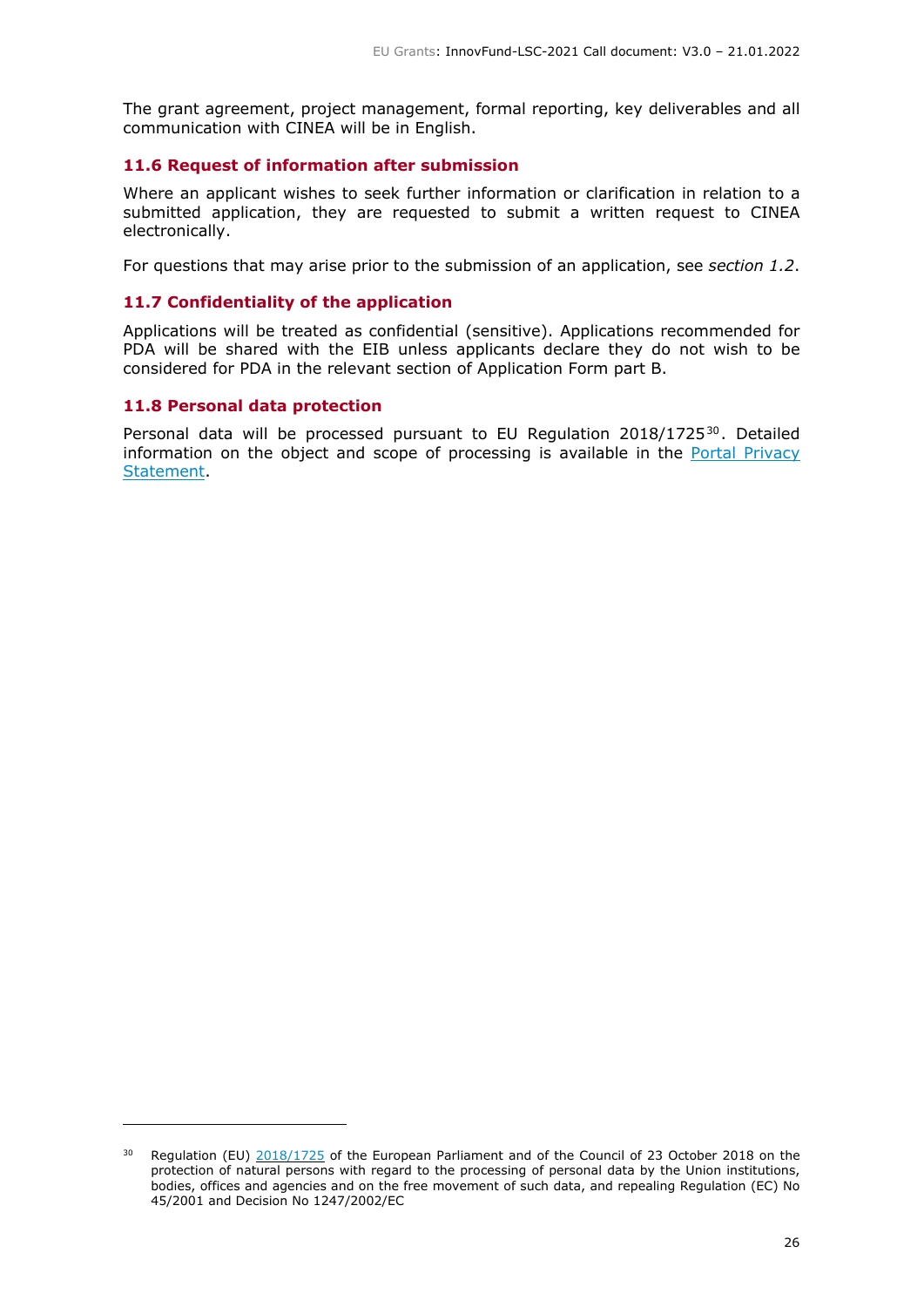The grant agreement, project management, formal reporting, key deliverables and all communication with CINEA will be in English.

### 11.6 Request of information after submission

Where an applicant wishes to seek further information or clarification in relation to a submitted application, they are requested to submit a written request to CINEA electronically.

For questions that may arise prior to the submission of an application, see *section 1.2*.

### 11.7 Confidentiality of the application

Applications will be treated as confidential (sensitive). Applications recommended for PDA will be shared with the EIB unless applicants declare they do not wish to be considered for PDA in the relevant section of Application Form part B.

### 11.8 Personal data protection

Personal data will be processed pursuant to EU Regulation 2018/1725[30]. Detailed information on the object and scope of processing is available in the [Portal Privacy Statement]().

---

[30] Regulation (EU) [2018/1725]() of the European Parliament and of the Council of 23 October 2018 on the protection of natural persons with regard to the processing of personal data by the Union institutions, bodies, offices and agencies and on the free movement of such data, and repealing Regulation (EC) No 45/2001 and Decision No 1247/2002/EC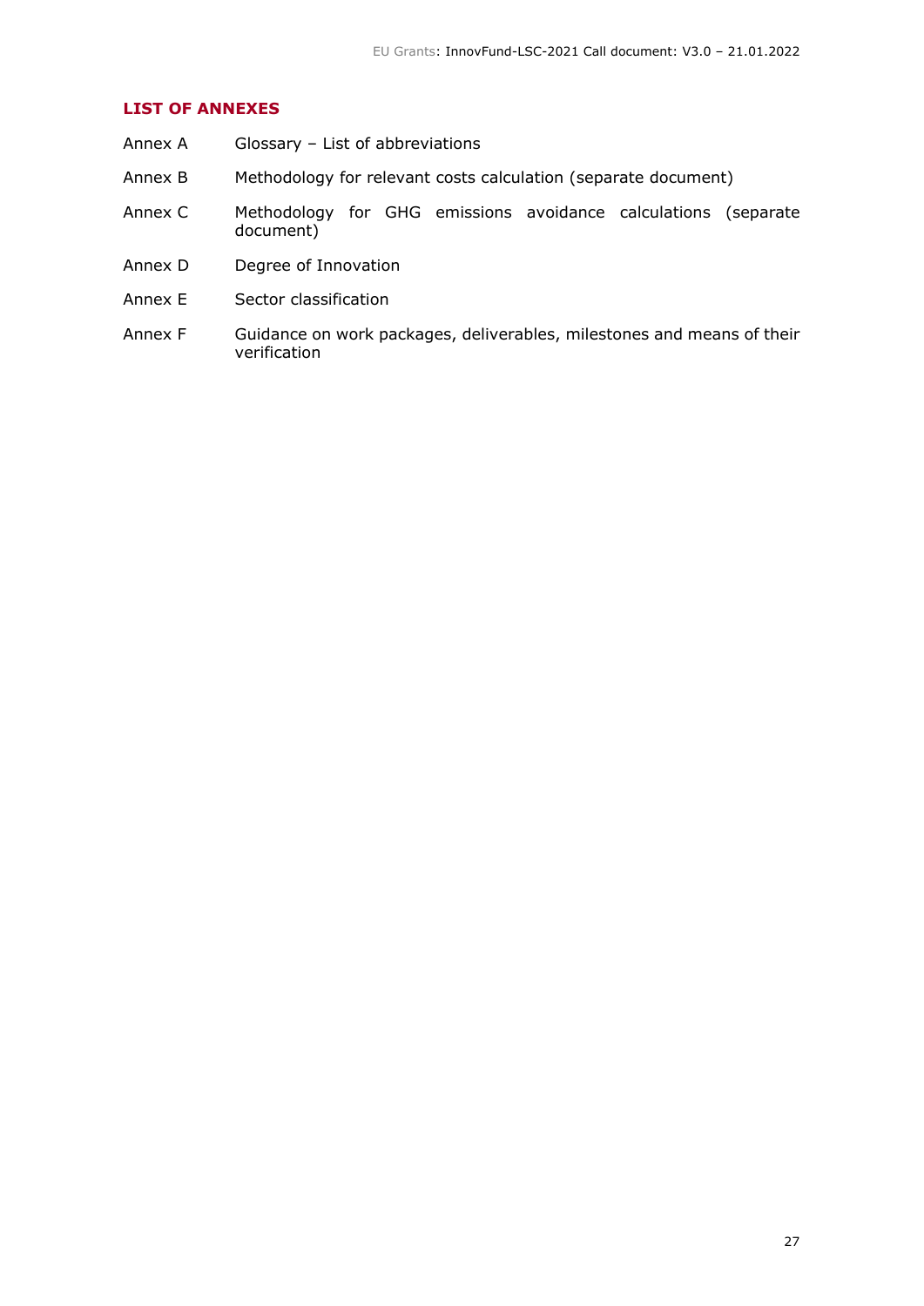## LIST OF ANNEXES

| | |
|---|---|
| Annex A | Glossary – List of abbreviations |
| Annex B | Methodology for relevant costs calculation (separate document) |
| Annex C | Methodology for GHG emissions avoidance calculations (separate document) |
| Annex D | Degree of Innovation |
| Annex E | Sector classification |
| Annex F | Guidance on work packages, deliverables, milestones and means of their verification |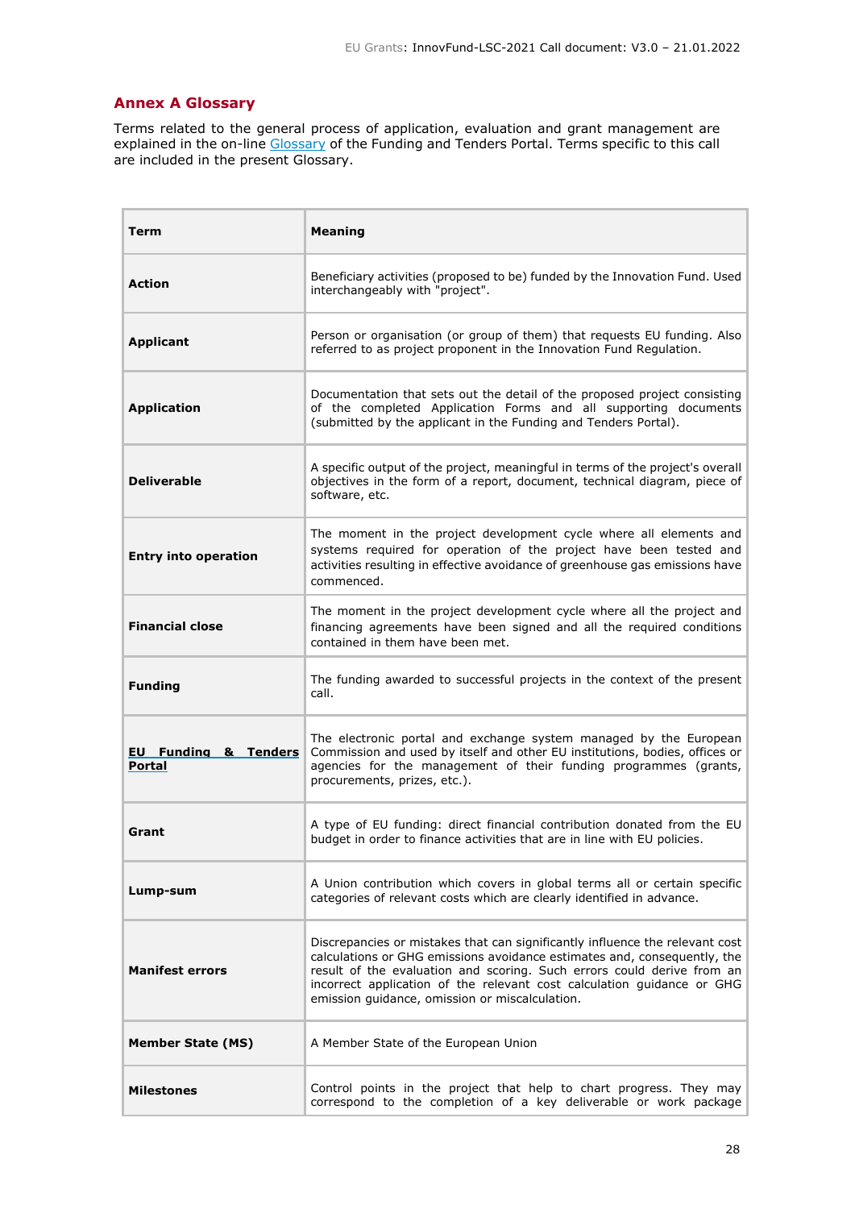## Annex A Glossary

Terms related to the general process of application, evaluation and grant management are explained in the on-line [Glossary](#) of the Funding and Tenders Portal. Terms specific to this call are included in the present Glossary.

| Term | Meaning |
|---|---|
| **Action** | Beneficiary activities (proposed to be) funded by the Innovation Fund. Used interchangeably with "project". |
| **Applicant** | Person or organisation (or group of them) that requests EU funding. Also referred to as project proponent in the Innovation Fund Regulation. |
| **Application** | Documentation that sets out the detail of the proposed project consisting of the completed Application Forms and all supporting documents (submitted by the applicant in the Funding and Tenders Portal). |
| **Deliverable** | A specific output of the project, meaningful in terms of the project's overall objectives in the form of a report, document, technical diagram, piece of software, etc. |
| **Entry into operation** | The moment in the project development cycle where all elements and systems required for operation of the project have been tested and activities resulting in effective avoidance of greenhouse gas emissions have commenced. |
| **Financial close** | The moment in the project development cycle where all the project and financing agreements have been signed and all the required conditions contained in them have been met. |
| **Funding** | The funding awarded to successful projects in the context of the present call. |
| **EU Funding & Tenders Portal** | The electronic portal and exchange system managed by the European Commission and used by itself and other EU institutions, bodies, offices or agencies for the management of their funding programmes (grants, procurements, prizes, etc.). |
| **Grant** | A type of EU funding: direct financial contribution donated from the EU budget in order to finance activities that are in line with EU policies. |
| **Lump-sum** | A Union contribution which covers in global terms all or certain specific categories of relevant costs which are clearly identified in advance. |
| **Manifest errors** | Discrepancies or mistakes that can significantly influence the relevant cost calculations or GHG emissions avoidance estimates and, consequently, the result of the evaluation and scoring. Such errors could derive from an incorrect application of the relevant cost calculation guidance or GHG emission guidance, omission or miscalculation. |
| **Member State (MS)** | A Member State of the European Union |
| **Milestones** | Control points in the project that help to chart progress. They may correspond to the completion of a key deliverable or work package |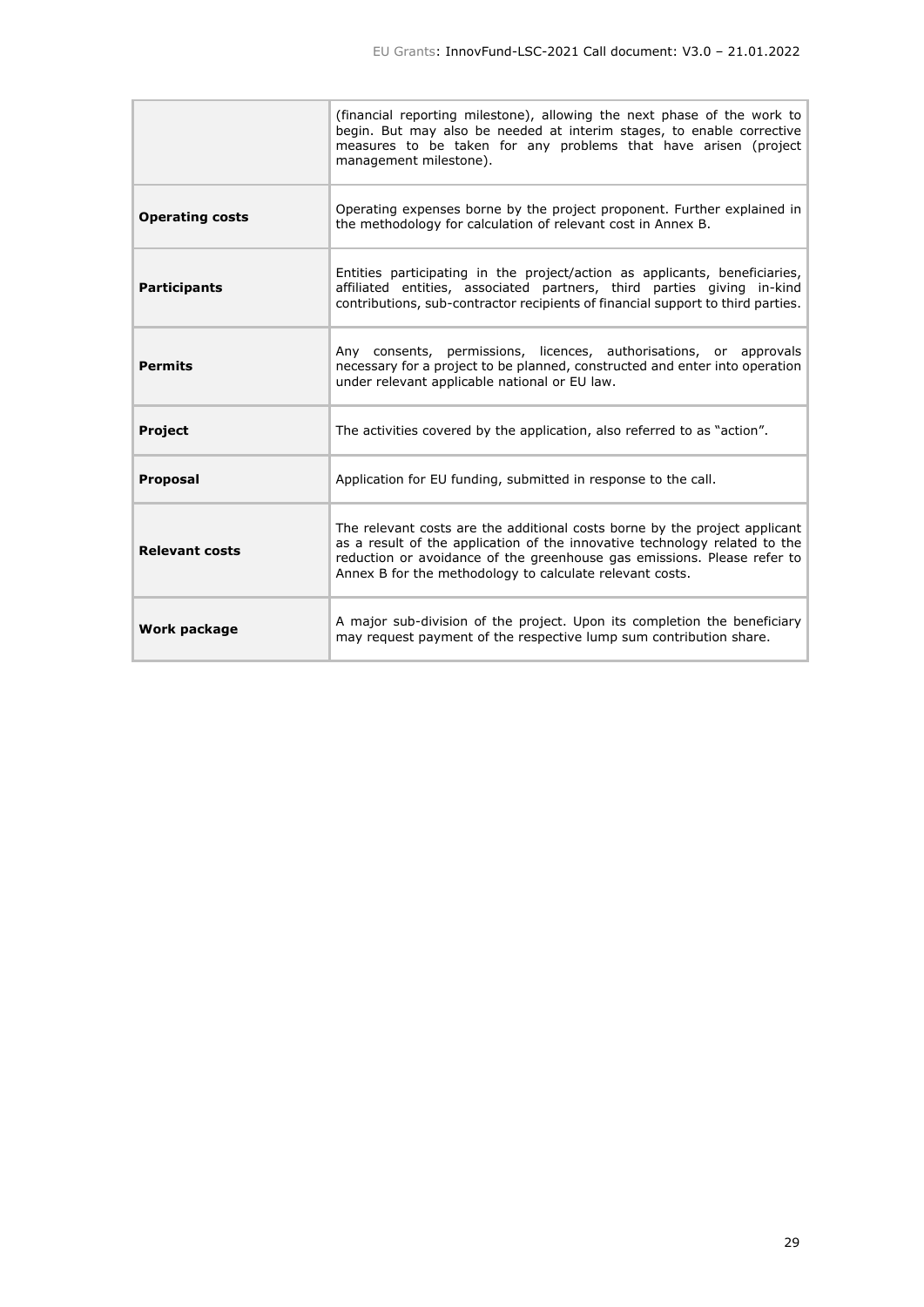| | |
|---|---|
| | (financial reporting milestone), allowing the next phase of the work to begin. But may also be needed at interim stages, to enable corrective measures to be taken for any problems that have arisen (project management milestone). |
| **Operating costs** | Operating expenses borne by the project proponent. Further explained in the methodology for calculation of relevant cost in Annex B. |
| **Participants** | Entities participating in the project/action as applicants, beneficiaries, affiliated entities, associated partners, third parties giving in-kind contributions, sub-contractor recipients of financial support to third parties. |
| **Permits** | Any consents, permissions, licences, authorisations, or approvals necessary for a project to be planned, constructed and enter into operation under relevant applicable national or EU law. |
| **Project** | The activities covered by the application, also referred to as "action". |
| **Proposal** | Application for EU funding, submitted in response to the call. |
| **Relevant costs** | The relevant costs are the additional costs borne by the project applicant as a result of the application of the innovative technology related to the reduction or avoidance of the greenhouse gas emissions. Please refer to Annex B for the methodology to calculate relevant costs. |
| **Work package** | A major sub-division of the project. Upon its completion the beneficiary may request payment of the respective lump sum contribution share. |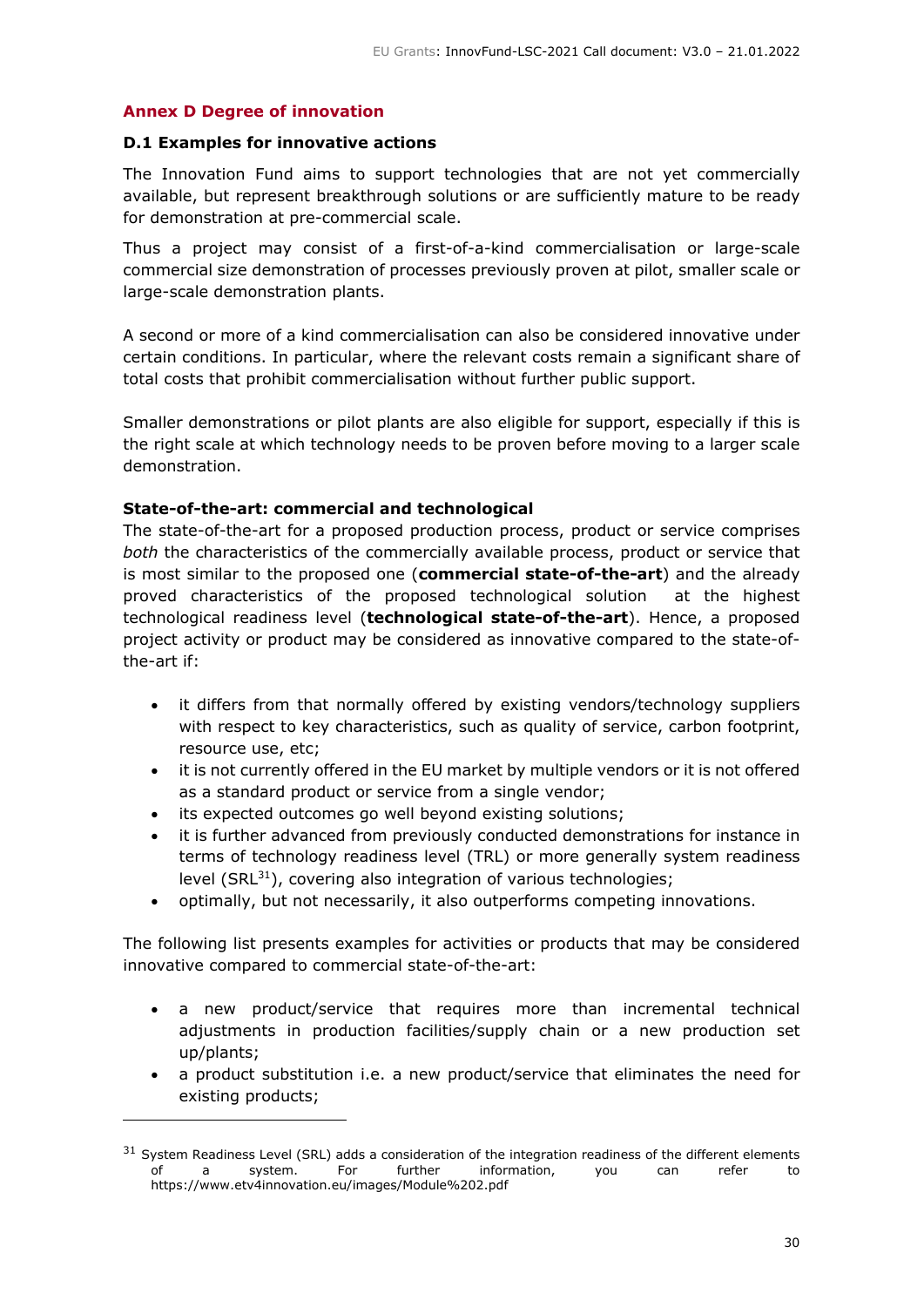## Annex D Degree of innovation

### D.1 Examples for innovative actions

The Innovation Fund aims to support technologies that are not yet commercially available, but represent breakthrough solutions or are sufficiently mature to be ready for demonstration at pre-commercial scale.

Thus a project may consist of a first-of-a-kind commercialisation or large-scale commercial size demonstration of processes previously proven at pilot, smaller scale or large-scale demonstration plants.

A second or more of a kind commercialisation can also be considered innovative under certain conditions. In particular, where the relevant costs remain a significant share of total costs that prohibit commercialisation without further public support.

Smaller demonstrations or pilot plants are also eligible for support, especially if this is the right scale at which technology needs to be proven before moving to a larger scale demonstration.

**State-of-the-art: commercial and technological**

The state-of-the-art for a proposed production process, product or service comprises *both* the characteristics of the commercially available process, product or service that is most similar to the proposed one (**commercial state-of-the-art**) and the already proved characteristics of the proposed technological solution at the highest technological readiness level (**technological state-of-the-art**). Hence, a proposed project activity or product may be considered as innovative compared to the state-of-the-art if:

- it differs from that normally offered by existing vendors/technology suppliers with respect to key characteristics, such as quality of service, carbon footprint, resource use, etc;
- it is not currently offered in the EU market by multiple vendors or it is not offered as a standard product or service from a single vendor;
- its expected outcomes go well beyond existing solutions;
- it is further advanced from previously conducted demonstrations for instance in terms of technology readiness level (TRL) or more generally system readiness level (SRL[31]), covering also integration of various technologies;
- optimally, but not necessarily, it also outperforms competing innovations.

The following list presents examples for activities or products that may be considered innovative compared to commercial state-of-the-art:

- a new product/service that requires more than incremental technical adjustments in production facilities/supply chain or a new production set up/plants;
- a product substitution i.e. a new product/service that eliminates the need for existing products;

[31] System Readiness Level (SRL) adds a consideration of the integration readiness of the different elements of a system. For further information, you can refer to https://www.etv4innovation.eu/images/Module%202.pdf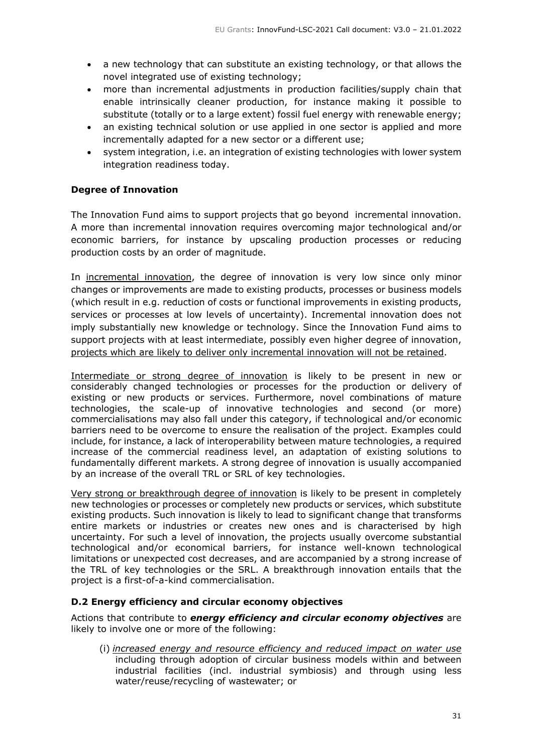- a new technology that can substitute an existing technology, or that allows the novel integrated use of existing technology;
- more than incremental adjustments in production facilities/supply chain that enable intrinsically cleaner production, for instance making it possible to substitute (totally or to a large extent) fossil fuel energy with renewable energy;
- an existing technical solution or use applied in one sector is applied and more incrementally adapted for a new sector or a different use;
- system integration, i.e. an integration of existing technologies with lower system integration readiness today.

**Degree of Innovation**

The Innovation Fund aims to support projects that go beyond incremental innovation. A more than incremental innovation requires overcoming major technological and/or economic barriers, for instance by upscaling production processes or reducing production costs by an order of magnitude.

In incremental innovation, the degree of innovation is very low since only minor changes or improvements are made to existing products, processes or business models (which result in e.g. reduction of costs or functional improvements in existing products, services or processes at low levels of uncertainty). Incremental innovation does not imply substantially new knowledge or technology. Since the Innovation Fund aims to support projects with at least intermediate, possibly even higher degree of innovation, projects which are likely to deliver only incremental innovation will not be retained.

Intermediate or strong degree of innovation is likely to be present in new or considerably changed technologies or processes for the production or delivery of existing or new products or services. Furthermore, novel combinations of mature technologies, the scale-up of innovative technologies and second (or more) commercialisations may also fall under this category, if technological and/or economic barriers need to be overcome to ensure the realisation of the project. Examples could include, for instance, a lack of interoperability between mature technologies, a required increase of the commercial readiness level, an adaptation of existing solutions to fundamentally different markets. A strong degree of innovation is usually accompanied by an increase of the overall TRL or SRL of key technologies.

Very strong or breakthrough degree of innovation is likely to be present in completely new technologies or processes or completely new products or services, which substitute existing products. Such innovation is likely to lead to significant change that transforms entire markets or industries or creates new ones and is characterised by high uncertainty. For such a level of innovation, the projects usually overcome substantial technological and/or economical barriers, for instance well-known technological limitations or unexpected cost decreases, and are accompanied by a strong increase of the TRL of key technologies or the SRL. A breakthrough innovation entails that the project is a first-of-a-kind commercialisation.

### D.2 Energy efficiency and circular economy objectives

Actions that contribute to ***energy efficiency and circular economy objectives*** are likely to involve one or more of the following:

(i) *increased energy and resource efficiency and reduced impact on water use* including through adoption of circular business models within and between industrial facilities (incl. industrial symbiosis) and through using less water/reuse/recycling of wastewater; or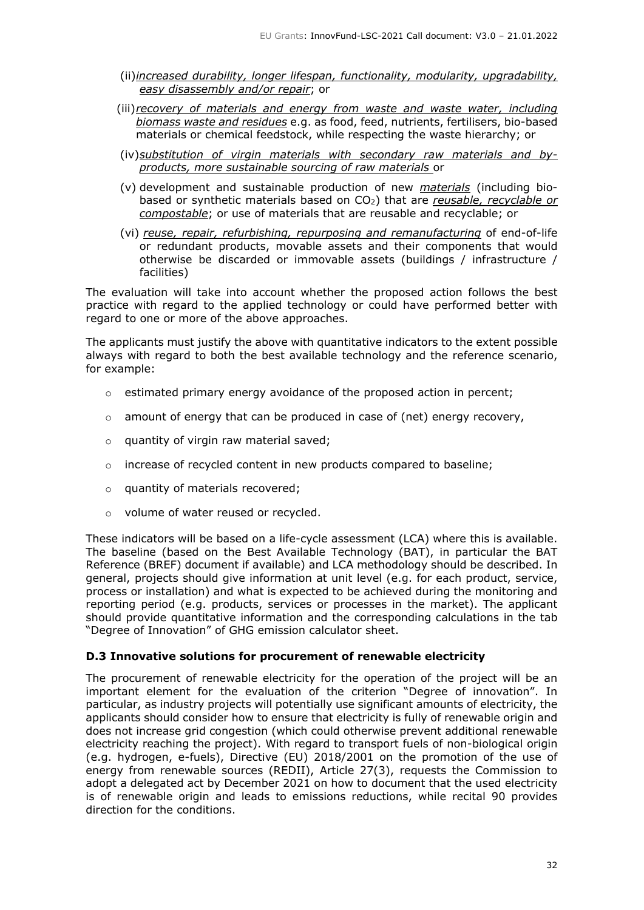(ii) *increased durability, longer lifespan, functionality, modularity, upgradability, easy disassembly and/or repair*; or

(iii) *recovery of materials and energy from waste and waste water, including biomass waste and residues* e.g. as food, feed, nutrients, fertilisers, bio-based materials or chemical feedstock, while respecting the waste hierarchy; or

(iv) *substitution of virgin materials with secondary raw materials and by-products, more sustainable sourcing of raw materials* or

(v) development and sustainable production of new *materials* (including bio-based or synthetic materials based on $CO_2$) that are *reusable, recyclable or compostable*; or use of materials that are reusable and recyclable; or

(vi) *reuse, repair, refurbishing, repurposing and remanufacturing* of end-of-life or redundant products, movable assets and their components that would otherwise be discarded or immovable assets (buildings / infrastructure / facilities)

The evaluation will take into account whether the proposed action follows the best practice with regard to the applied technology or could have performed better with regard to one or more of the above approaches.

The applicants must justify the above with quantitative indicators to the extent possible always with regard to both the best available technology and the reference scenario, for example:

- estimated primary energy avoidance of the proposed action in percent;
- amount of energy that can be produced in case of (net) energy recovery,
- quantity of virgin raw material saved;
- increase of recycled content in new products compared to baseline;
- quantity of materials recovered;
- volume of water reused or recycled.

These indicators will be based on a life-cycle assessment (LCA) where this is available. The baseline (based on the Best Available Technology (BAT), in particular the BAT Reference (BREF) document if available) and LCA methodology should be described. In general, projects should give information at unit level (e.g. for each product, service, process or installation) and what is expected to be achieved during the monitoring and reporting period (e.g. products, services or processes in the market). The applicant should provide quantitative information and the corresponding calculations in the tab "Degree of Innovation" of GHG emission calculator sheet.

### D.3 Innovative solutions for procurement of renewable electricity

The procurement of renewable electricity for the operation of the project will be an important element for the evaluation of the criterion "Degree of innovation". In particular, as industry projects will potentially use significant amounts of electricity, the applicants should consider how to ensure that electricity is fully of renewable origin and does not increase grid congestion (which could otherwise prevent additional renewable electricity reaching the project). With regard to transport fuels of non-biological origin (e.g. hydrogen, e-fuels), Directive (EU) 2018/2001 on the promotion of the use of energy from renewable sources (REDII), Article 27(3), requests the Commission to adopt a delegated act by December 2021 on how to document that the used electricity is of renewable origin and leads to emissions reductions, while recital 90 provides direction for the conditions.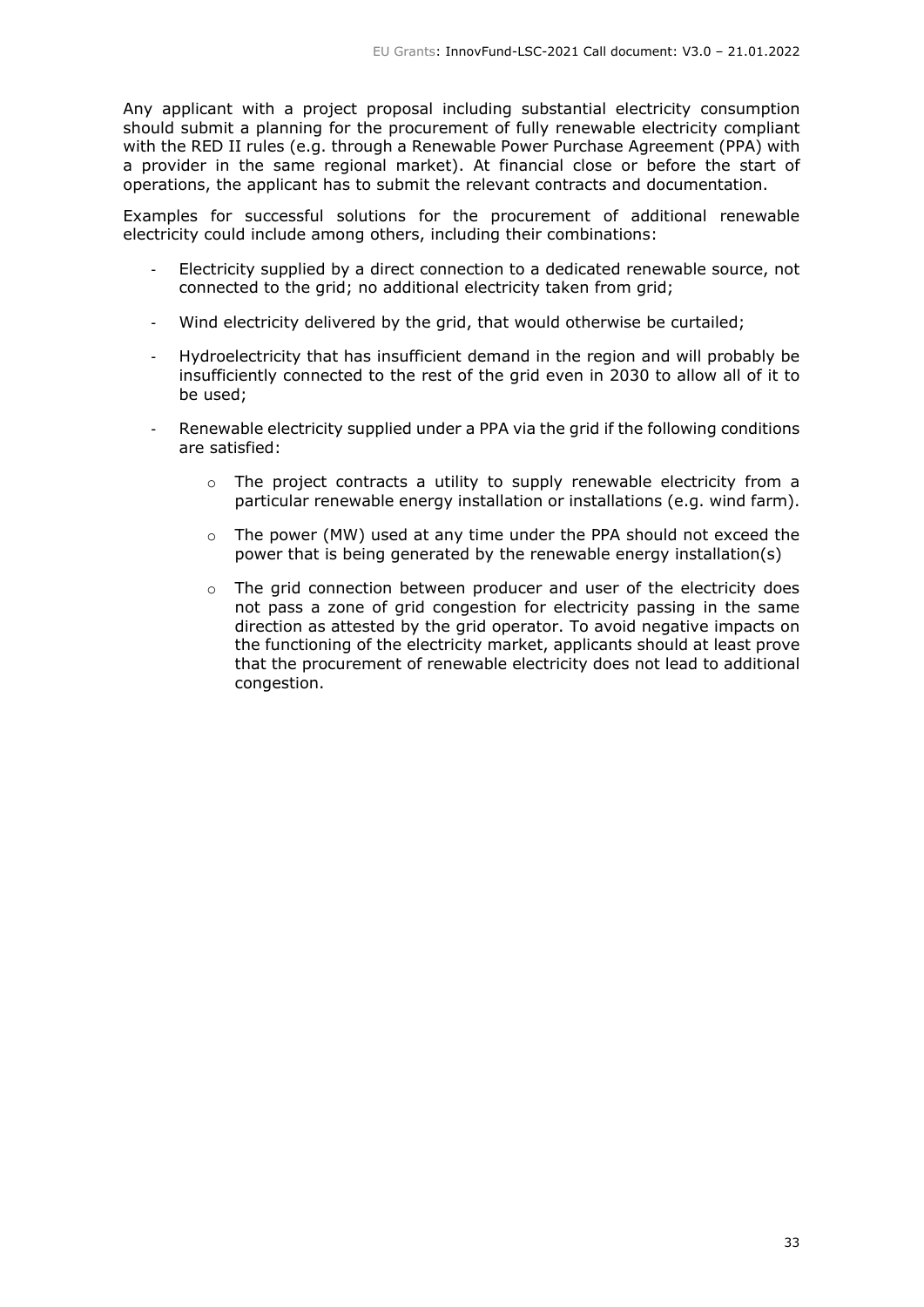Any applicant with a project proposal including substantial electricity consumption should submit a planning for the procurement of fully renewable electricity compliant with the RED II rules (e.g. through a Renewable Power Purchase Agreement (PPA) with a provider in the same regional market). At financial close or before the start of operations, the applicant has to submit the relevant contracts and documentation.

Examples for successful solutions for the procurement of additional renewable electricity could include among others, including their combinations:

- Electricity supplied by a direct connection to a dedicated renewable source, not connected to the grid; no additional electricity taken from grid;
- Wind electricity delivered by the grid, that would otherwise be curtailed;
- Hydroelectricity that has insufficient demand in the region and will probably be insufficiently connected to the rest of the grid even in 2030 to allow all of it to be used;
- Renewable electricity supplied under a PPA via the grid if the following conditions are satisfied:
    - The project contracts a utility to supply renewable electricity from a particular renewable energy installation or installations (e.g. wind farm).
    - The power (MW) used at any time under the PPA should not exceed the power that is being generated by the renewable energy installation(s)
    - The grid connection between producer and user of the electricity does not pass a zone of grid congestion for electricity passing in the same direction as attested by the grid operator. To avoid negative impacts on the functioning of the electricity market, applicants should at least prove that the procurement of renewable electricity does not lead to additional congestion.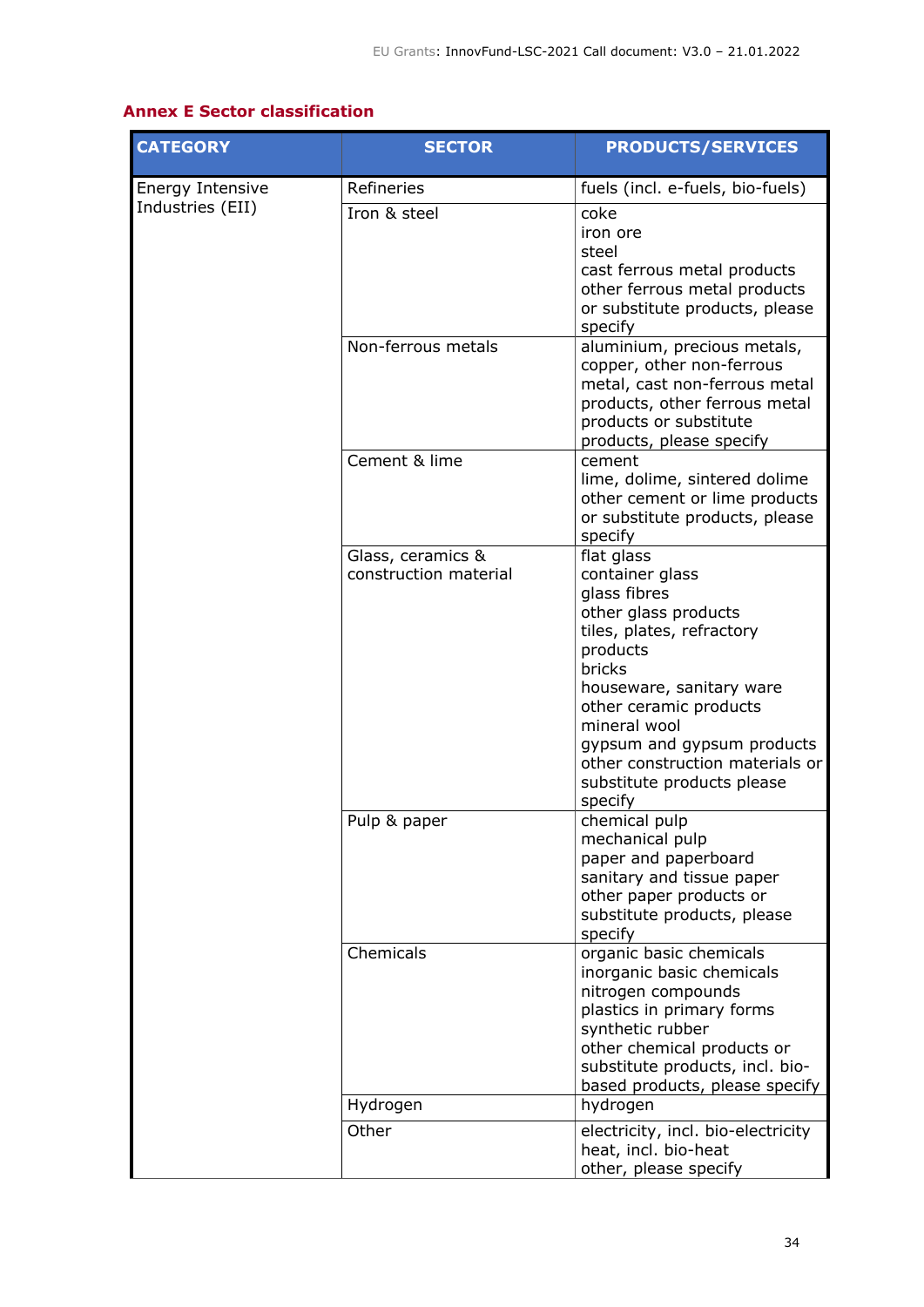## Annex E Sector classification

| CATEGORY | SECTOR | PRODUCTS/SERVICES |
|---|---|---|
| Energy Intensive Industries (EII) | Refineries | fuels (incl. e-fuels, bio-fuels) |
| | Iron & steel | coke<br>iron ore<br>steel<br>cast ferrous metal products<br>other ferrous metal products or substitute products, please specify |
| | Non-ferrous metals | aluminium, precious metals, copper, other non-ferrous metal, cast non-ferrous metal products, other ferrous metal products or substitute products, please specify |
| | Cement & lime | cement<br>lime, dolime, sintered dolime<br>other cement or lime products or substitute products, please specify |
| | Glass, ceramics & construction material | flat glass<br>container glass<br>glass fibres<br>other glass products<br>tiles, plates, refractory products<br>bricks<br>houseware, sanitary ware<br>other ceramic products<br>mineral wool<br>gypsum and gypsum products<br>other construction materials or substitute products please specify |
| | Pulp & paper | chemical pulp<br>mechanical pulp<br>paper and paperboard<br>sanitary and tissue paper<br>other paper products or substitute products, please specify |
| | Chemicals | organic basic chemicals<br>inorganic basic chemicals<br>nitrogen compounds<br>plastics in primary forms<br>synthetic rubber<br>other chemical products or substitute products, incl. bio-based products, please specify |
| | Hydrogen | hydrogen |
| | Other | electricity, incl. bio-electricity<br>heat, incl. bio-heat<br>other, please specify |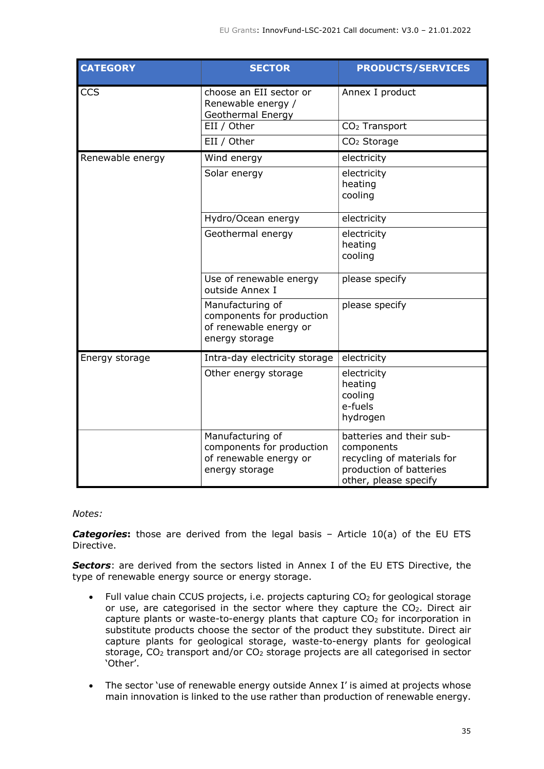| CATEGORY | SECTOR | PRODUCTS/SERVICES |
|---|---|---|
| CCS | choose an EII sector or Renewable energy / Geothermal Energy | Annex I product |
| | EII / Other | $CO_2$ Transport |
| | EII / Other | $CO_2$ Storage |
| Renewable energy | Wind energy | electricity |
| | Solar energy | electricity<br>heating<br>cooling |
| | Hydro/Ocean energy | electricity |
| | Geothermal energy | electricity<br>heating<br>cooling |
| | Use of renewable energy outside Annex I | please specify |
| | Manufacturing of components for production of renewable energy or energy storage | please specify |
| Energy storage | Intra-day electricity storage | electricity |
| | Other energy storage | electricity<br>heating<br>cooling<br>e-fuels<br>hydrogen |
| | Manufacturing of components for production of renewable energy or energy storage | batteries and their sub-components<br>recycling of materials for production of batteries<br>other, please specify |

*Notes:*

***Categories*****:** those are derived from the legal basis – Article 10(a) of the EU ETS Directive.

***Sectors***: are derived from the sectors listed in Annex I of the EU ETS Directive, the type of renewable energy source or energy storage.

- Full value chain CCUS projects, i.e. projects capturing $CO_2$ for geological storage or use, are categorised in the sector where they capture the $CO_2$. Direct air capture plants or waste-to-energy plants that capture $CO_2$ for incorporation in substitute products choose the sector of the product they substitute. Direct air capture plants for geological storage, waste-to-energy plants for geological storage, $CO_2$ transport and/or $CO_2$ storage projects are all categorised in sector 'Other'.

- The sector 'use of renewable energy outside Annex I' is aimed at projects whose main innovation is linked to the use rather than production of renewable energy.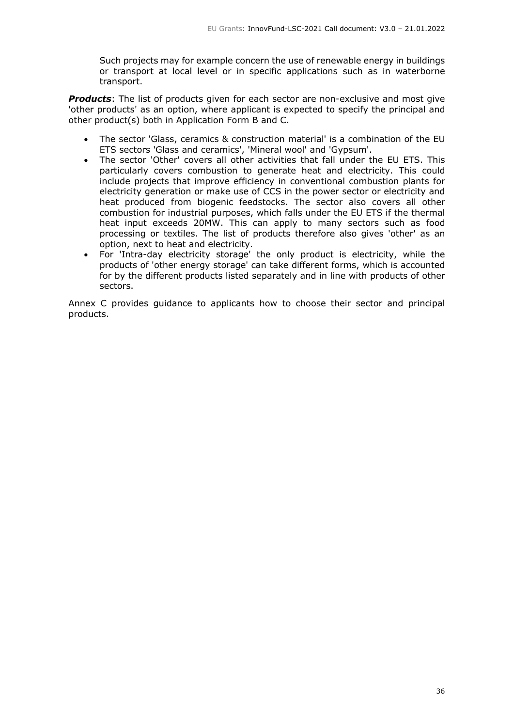Such projects may for example concern the use of renewable energy in buildings or transport at local level or in specific applications such as in waterborne transport.

***Products***: The list of products given for each sector are non-exclusive and most give 'other products' as an option, where applicant is expected to specify the principal and other product(s) both in Application Form B and C.

- The sector 'Glass, ceramics & construction material' is a combination of the EU ETS sectors 'Glass and ceramics', 'Mineral wool' and 'Gypsum'.
- The sector 'Other' covers all other activities that fall under the EU ETS. This particularly covers combustion to generate heat and electricity. This could include projects that improve efficiency in conventional combustion plants for electricity generation or make use of CCS in the power sector or electricity and heat produced from biogenic feedstocks. The sector also covers all other combustion for industrial purposes, which falls under the EU ETS if the thermal heat input exceeds 20MW. This can apply to many sectors such as food processing or textiles. The list of products therefore also gives 'other' as an option, next to heat and electricity.
- For 'Intra-day electricity storage' the only product is electricity, while the products of 'other energy storage' can take different forms, which is accounted for by the different products listed separately and in line with products of other sectors.

Annex C provides guidance to applicants how to choose their sector and principal products.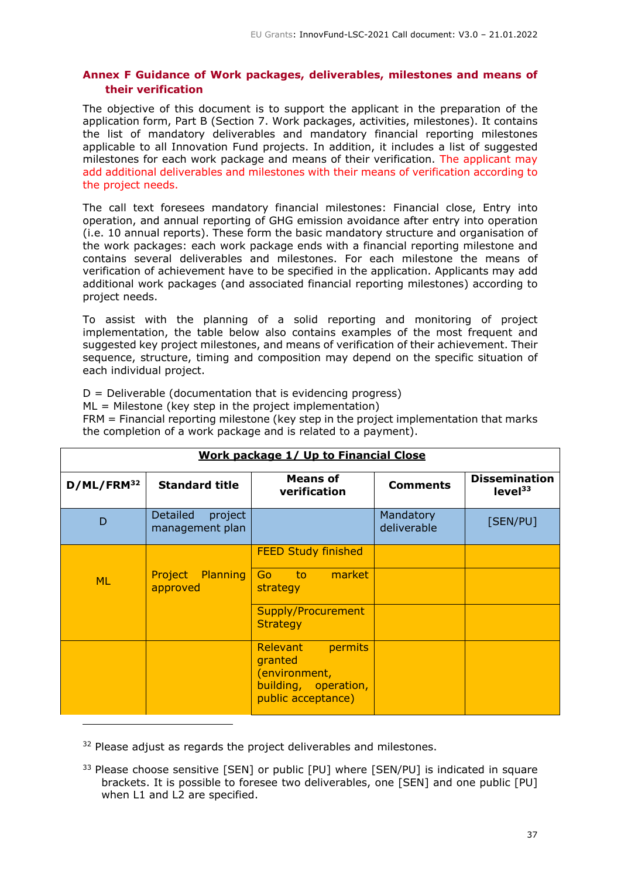## Annex F Guidance of Work packages, deliverables, milestones and means of their verification

The objective of this document is to support the applicant in the preparation of the application form, Part B (Section 7. Work packages, activities, milestones). It contains the list of mandatory deliverables and mandatory financial reporting milestones applicable to all Innovation Fund projects. In addition, it includes a list of suggested milestones for each work package and means of their verification. The applicant may add additional deliverables and milestones with their means of verification according to the project needs.

The call text foresees mandatory financial milestones: Financial close, Entry into operation, and annual reporting of GHG emission avoidance after entry into operation (i.e. 10 annual reports). These form the basic mandatory structure and organisation of the work packages: each work package ends with a financial reporting milestone and contains several deliverables and milestones. For each milestone the means of verification of achievement have to be specified in the application. Applicants may add additional work packages (and associated financial reporting milestones) according to project needs.

To assist with the planning of a solid reporting and monitoring of project implementation, the table below also contains examples of the most frequent and suggested key project milestones, and means of verification of their achievement. Their sequence, structure, timing and composition may depend on the specific situation of each individual project.

D = Deliverable (documentation that is evidencing progress)
ML = Milestone (key step in the project implementation)
FRM = Financial reporting milestone (key step in the project implementation that marks the completion of a work package and is related to a payment).

| **Work package 1/ Up to Financial Close** | | | | |
|---|---|---|---|---|
| **D/ML/FRM**[32] | **Standard title** | **Means of verification** | **Comments** | **Dissemination level**[33] |
| D | Detailed project management plan | | Mandatory deliverable | [SEN/PU] |
| ML | Project Planning approved | FEED Study finished | | |
| | | Go to market strategy | | |
| | | Supply/Procurement Strategy | | |
| | | Relevant permits granted (environment, building, operation, public acceptance) | | |

[32] Please adjust as regards the project deliverables and milestones.

[33] Please choose sensitive [SEN] or public [PU] where [SEN/PU] is indicated in square brackets. It is possible to foresee two deliverables, one [SEN] and one public [PU] when L1 and L2 are specified.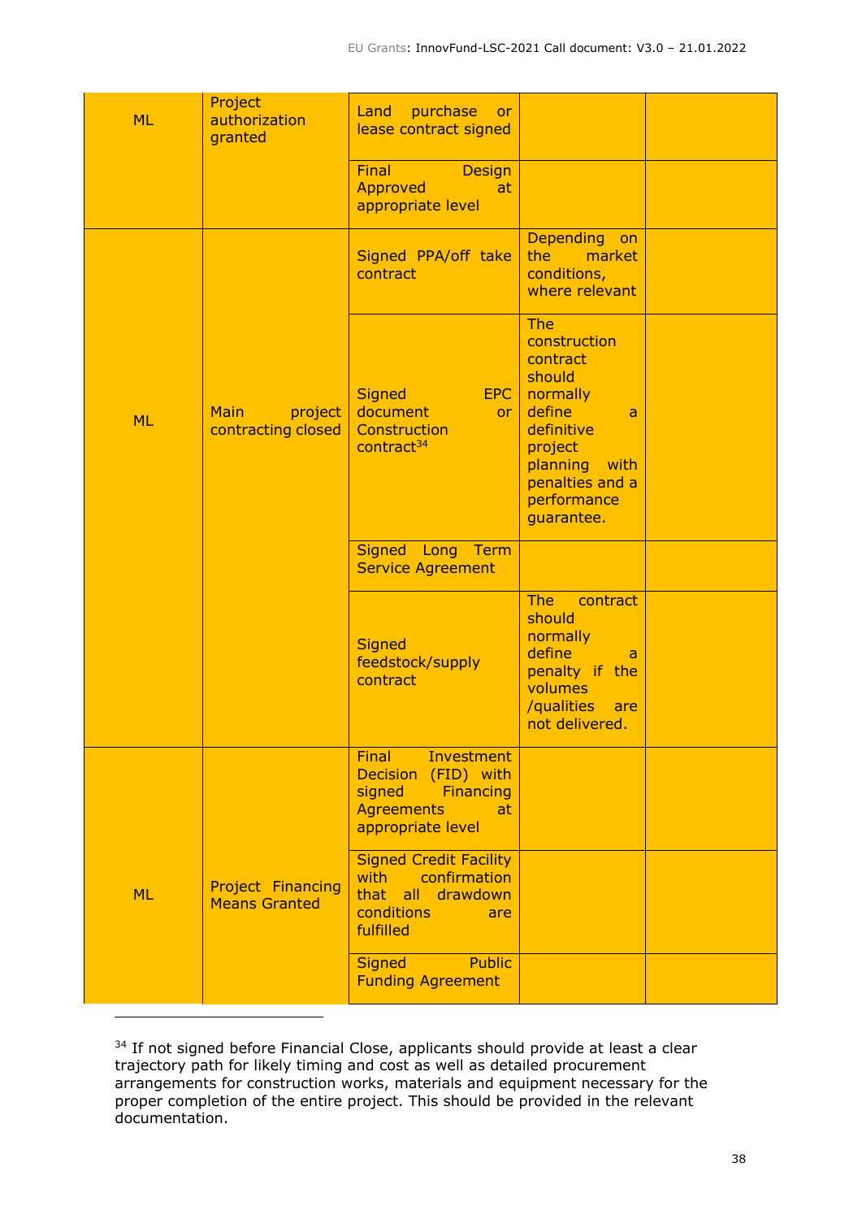| | | | | |
|---|---|---|---|---|
| ML | Project authorization granted | Land purchase or lease contract signed | | |
| | | Final Design Approved at appropriate level | | |
| ML | Main project contracting closed | Signed PPA/off take contract | Depending on the market conditions, where relevant | |
| | | Signed EPC document or Construction contract[34] | The construction contract should normally define a definitive project planning with penalties and a performance guarantee. | |
| | | Signed Long Term Service Agreement | | |
| | | Signed feedstock/supply contract | The contract should normally define a penalty if the volumes /qualities are not delivered. | |
| ML | Project Financing Means Granted | Final Investment Decision (FID) with signed Financing Agreements at appropriate level | | |
| | | Signed Credit Facility with confirmation that all drawdown conditions are fulfilled | | |
| | | Signed Public Funding Agreement | | |

[34] If not signed before Financial Close, applicants should provide at least a clear trajectory path for likely timing and cost as well as detailed procurement arrangements for construction works, materials and equipment necessary for the proper completion of the entire project. This should be provided in the relevant documentation.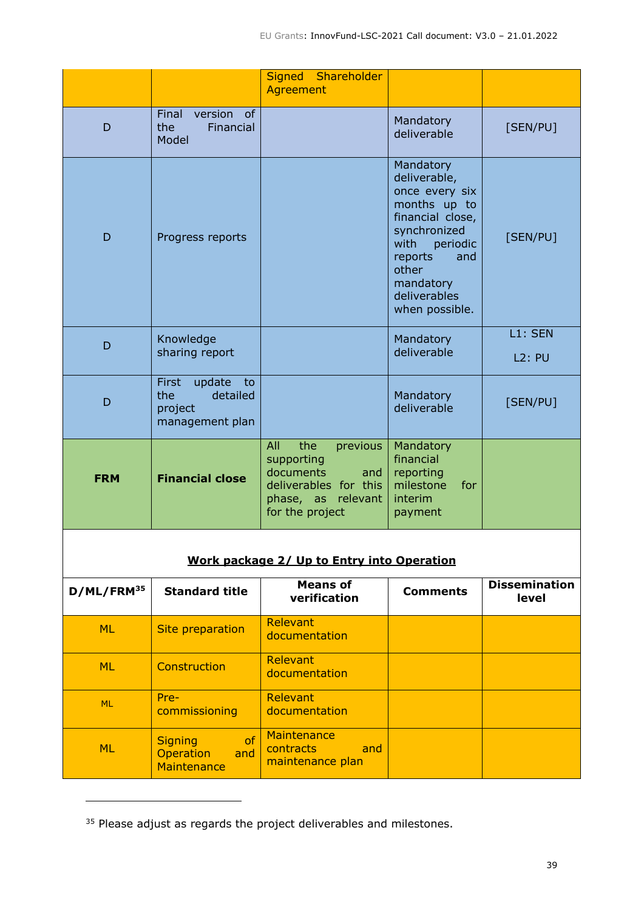| | | Signed Shareholder Agreement | | |
|---|---|---|---|---|
| D | Final version of the Financial Model | | Mandatory deliverable | [SEN/PU] |
| D | Progress reports | | Mandatory deliverable, once every six months up to financial close, synchronized with periodic reports and other mandatory deliverables when possible. | [SEN/PU] |
| D | Knowledge sharing report | | Mandatory deliverable | L1: SEN<br>L2: PU |
| D | First update to the detailed project management plan | | Mandatory deliverable | [SEN/PU] |
| **FRM** | **Financial close** | All the previous supporting documents and deliverables for this phase, as relevant for the project | Mandatory financial reporting milestone for interim payment | |

**Work package 2/ Up to Entry into Operation**

| D/ML/FRM[35] | Standard title | Means of verification | Comments | Dissemination level |
|---|---|---|---|---|
| ML | Site preparation | Relevant documentation | | |
| ML | Construction | Relevant documentation | | |
| ML | Pre-commissioning | Relevant documentation | | |
| ML | Signing of Operation and Maintenance | Maintenance contracts and maintenance plan | | |

[35] Please adjust as regards the project deliverables and milestones.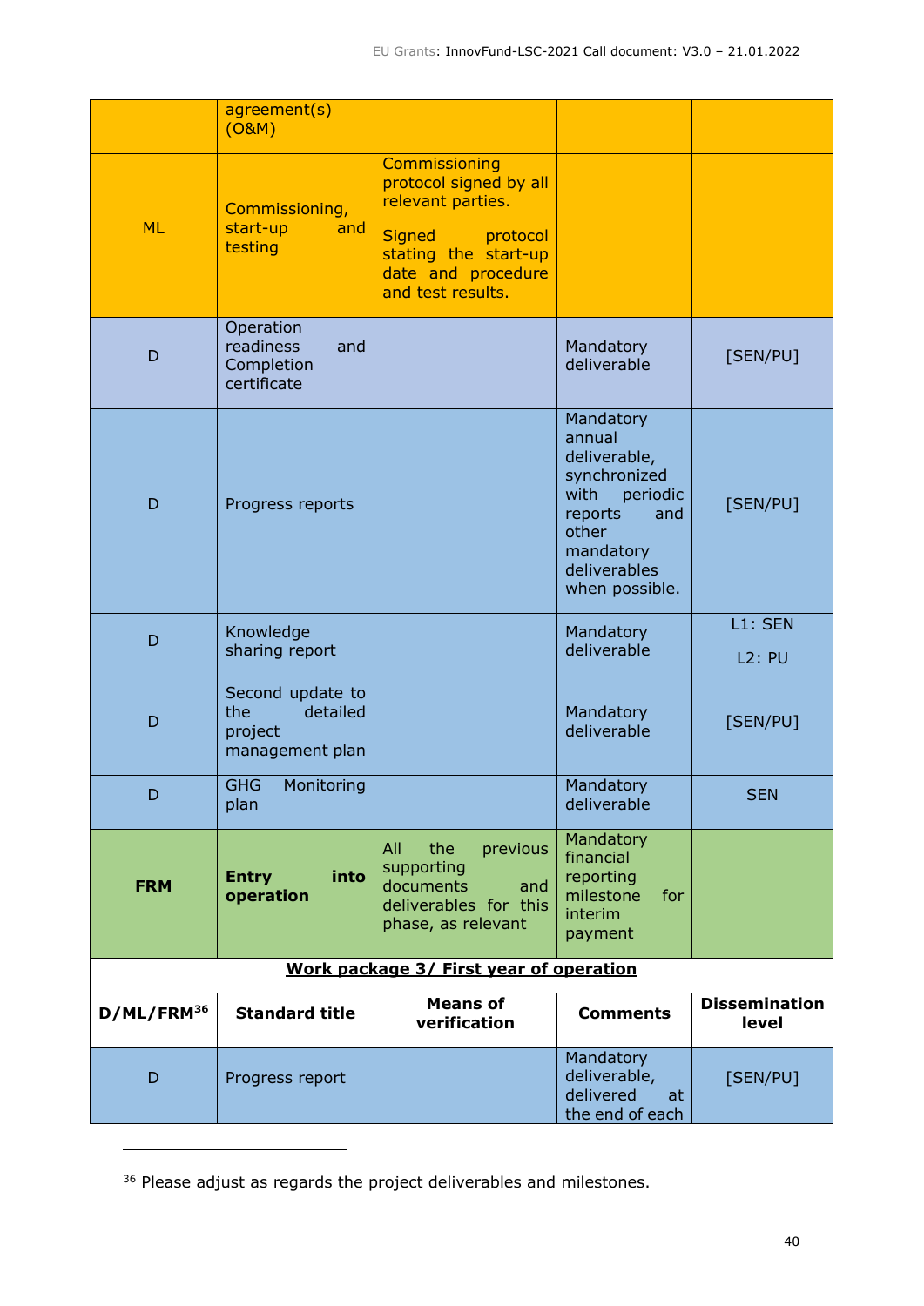| | agreement(s) (O&M) | | | |
|---|---|---|---|---|
| ML | Commissioning, start-up and testing | Commissioning protocol signed by all relevant parties.<br><br>Signed protocol stating the start-up date and procedure and test results. | | |
| D | Operation readiness and Completion certificate | | Mandatory deliverable | [SEN/PU] |
| D | Progress reports | | Mandatory annual deliverable, synchronized with periodic reports and other mandatory deliverables when possible. | [SEN/PU] |
| D | Knowledge sharing report | | Mandatory deliverable | L1: SEN<br><br>L2: PU |
| D | Second update to the detailed project management plan | | Mandatory deliverable | [SEN/PU] |
| D | GHG Monitoring plan | | Mandatory deliverable | SEN |
| **FRM** | **Entry into operation** | All the previous supporting documents and deliverables for this phase, as relevant | Mandatory financial reporting milestone for interim payment | |

**Work package 3/ First year of operation**

| D/ML/FRM[36] | Standard title | Means of verification | Comments | Dissemination level |
|---|---|---|---|---|
| D | Progress report | | Mandatory deliverable, delivered at the end of each | [SEN/PU] |

[36] Please adjust as regards the project deliverables and milestones.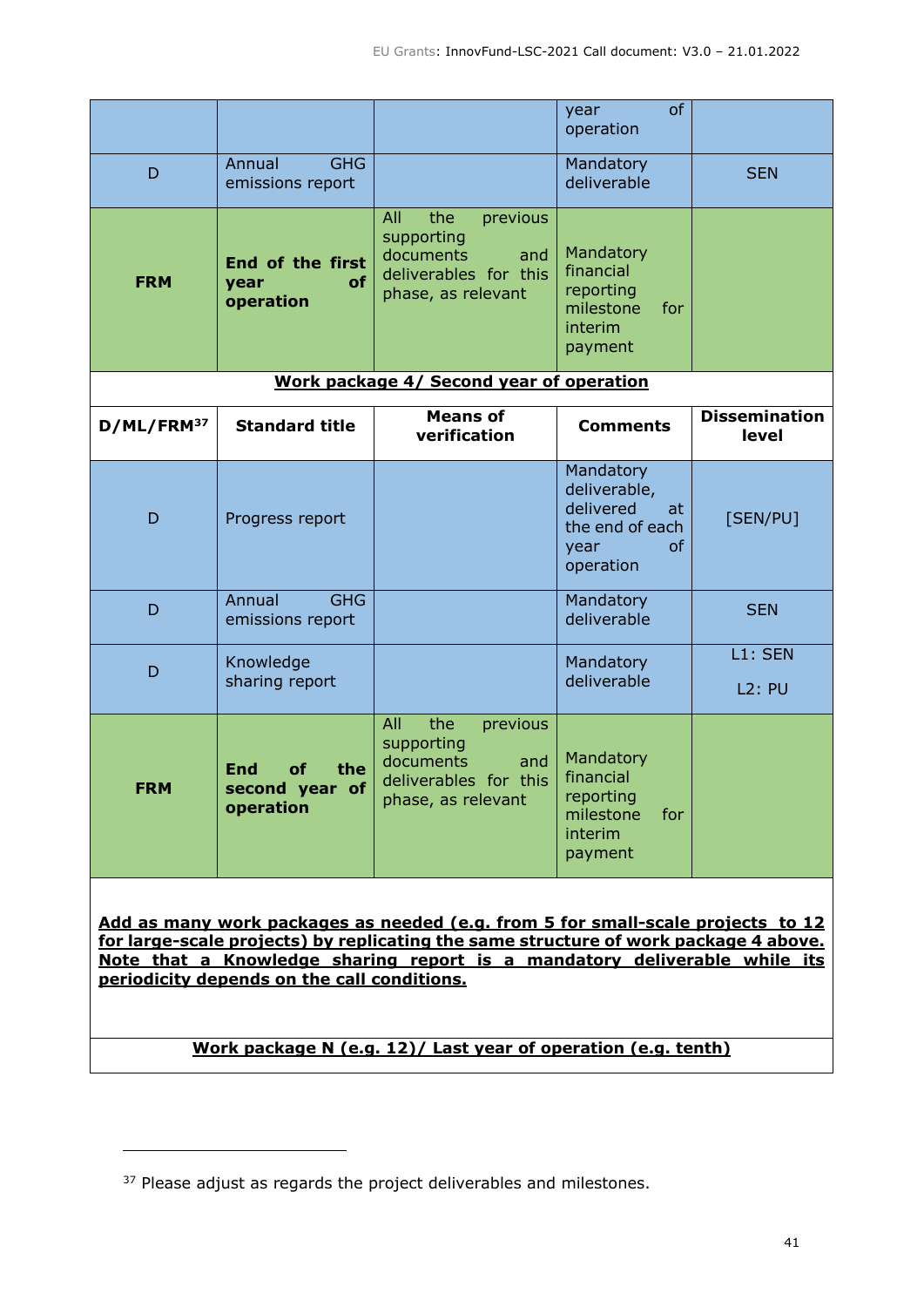| | | | year of operation | |
|---|---|---|---|---|
| D | Annual GHG emissions report | | Mandatory deliverable | SEN |
| **FRM** | **End of the first year of operation** | All the previous supporting documents and deliverables for this phase, as relevant | Mandatory financial reporting milestone for interim payment | |
| **Work package 4/ Second year of operation** | | | | |
| **D/ML/FRM**[37] | **Standard title** | **Means of verification** | **Comments** | **Dissemination level** |
| D | Progress report | | Mandatory deliverable, delivered at the end of each year of operation | [SEN/PU] |
| D | Annual GHG emissions report | | Mandatory deliverable | SEN |
| D | Knowledge sharing report | | Mandatory deliverable | L1: SEN<br>L2: PU |
| **FRM** | **End of the second year of operation** | All the previous supporting documents and deliverables for this phase, as relevant | Mandatory financial reporting milestone for interim payment | |
| **Add as many work packages as needed (e.g. from 5 for small-scale projects to 12 for large-scale projects) by replicating the same structure of work package 4 above. Note that a Knowledge sharing report is a mandatory deliverable while its periodicity depends on the call conditions.** | | | | |
| **Work package N (e.g. 12)/ Last year of operation (e.g. tenth)** | | | | |

[37] Please adjust as regards the project deliverables and milestones.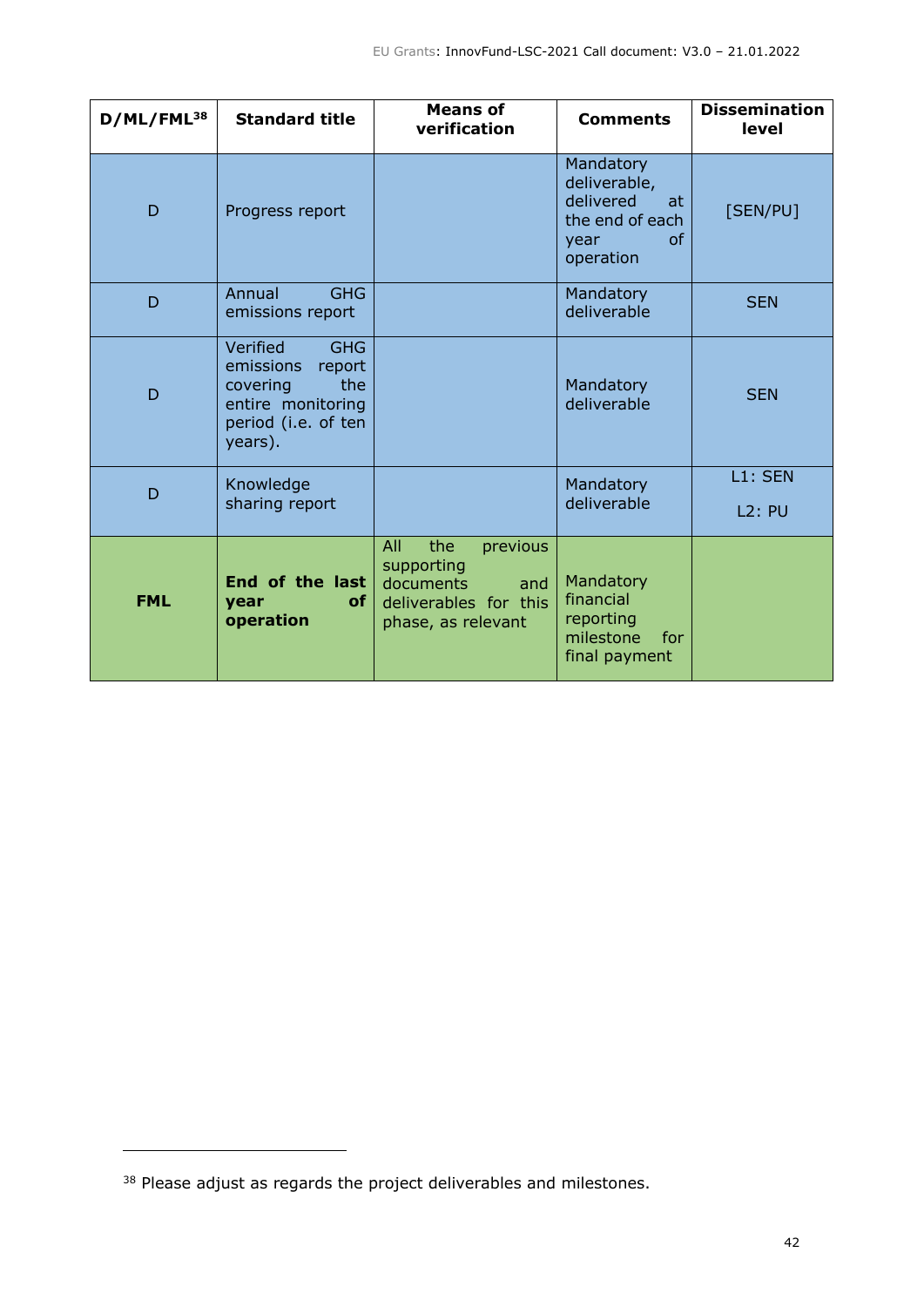| D/ML/FML[38] | Standard title | Means of verification | Comments | Dissemination level |
|---|---|---|---|---|
| D | Progress report | | Mandatory deliverable, delivered at the end of each year of operation | [SEN/PU] |
| D | Annual GHG emissions report | | Mandatory deliverable | SEN |
| D | Verified GHG emissions report covering the entire monitoring period (i.e. of ten years). | | Mandatory deliverable | SEN |
| D | Knowledge sharing report | | Mandatory deliverable | L1: SEN<br>L2: PU |
| **FML** | **End of the last year of operation** | All the previous supporting documents and deliverables for this phase, as relevant | Mandatory financial reporting milestone for final payment | |

[38] Please adjust as regards the project deliverables and milestones.